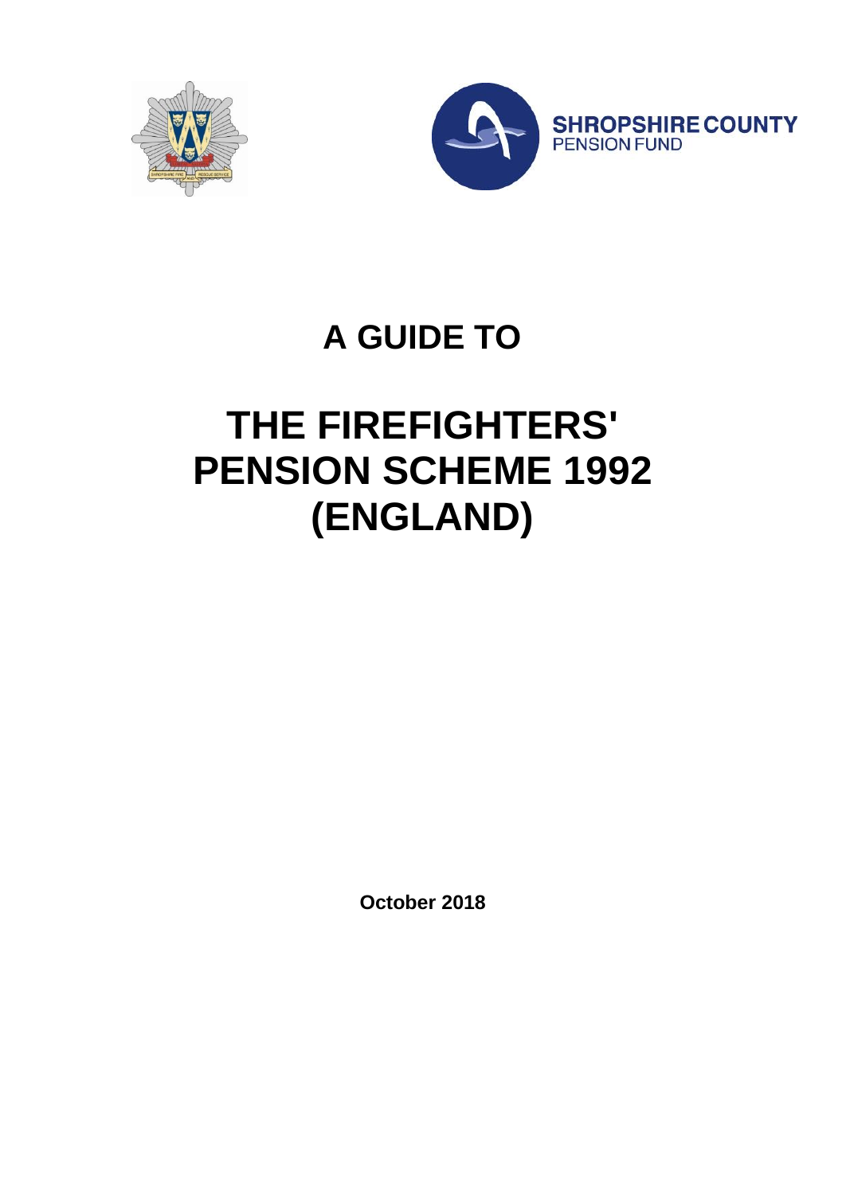SHROPSHIRE COUNTY
PENSION FUND

# A GUIDE TO

# THE FIREFIGHTERS' PENSION SCHEME 1992 (ENGLAND)

**October 2018**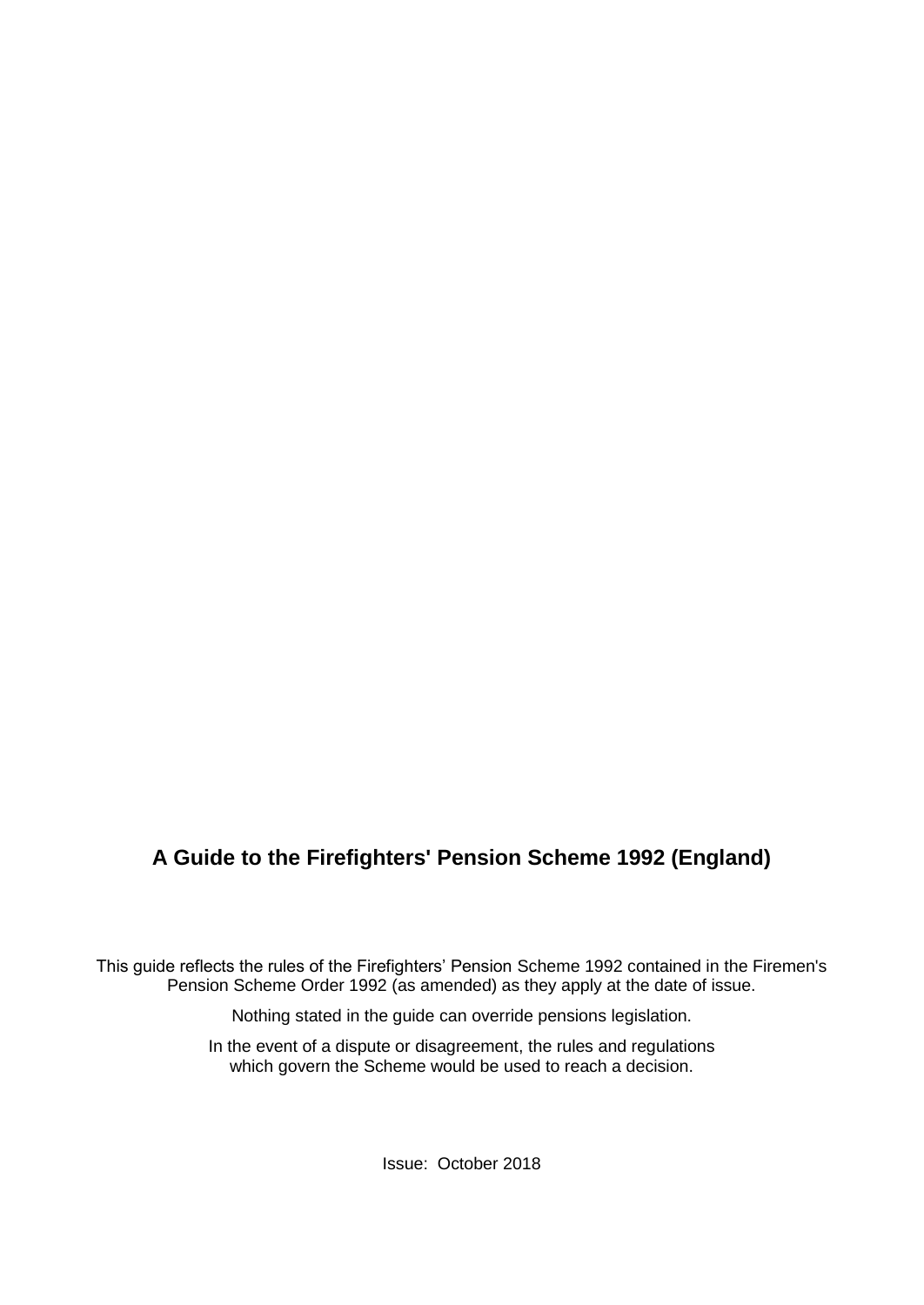# A Guide to the Firefighters' Pension Scheme 1992 (England)

This guide reflects the rules of the Firefighters' Pension Scheme 1992 contained in the Firemen's Pension Scheme Order 1992 (as amended) as they apply at the date of issue.

Nothing stated in the guide can override pensions legislation.

In the event of a dispute or disagreement, the rules and regulations which govern the Scheme would be used to reach a decision.

Issue: October 2018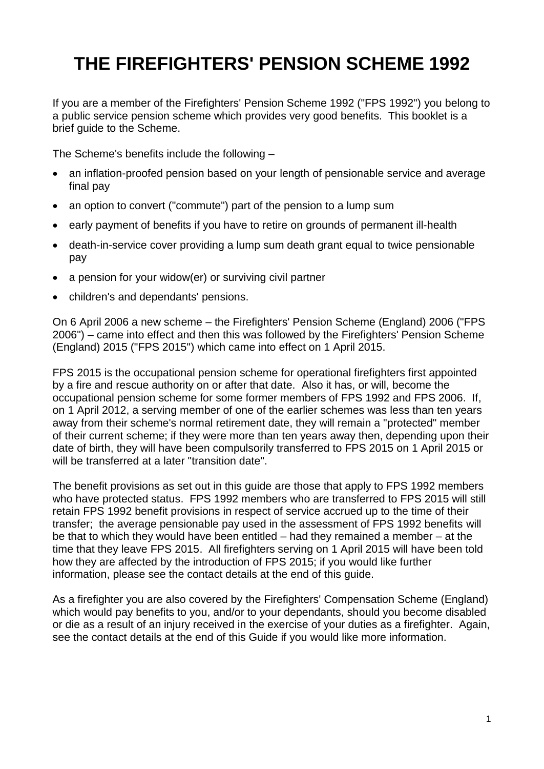# THE FIREFIGHTERS' PENSION SCHEME 1992

If you are a member of the Firefighters' Pension Scheme 1992 ("FPS 1992") you belong to a public service pension scheme which provides very good benefits. This booklet is a brief guide to the Scheme.

The Scheme's benefits include the following –

- an inflation-proofed pension based on your length of pensionable service and average final pay
- an option to convert ("commute") part of the pension to a lump sum
- early payment of benefits if you have to retire on grounds of permanent ill-health
- death-in-service cover providing a lump sum death grant equal to twice pensionable pay
- a pension for your widow(er) or surviving civil partner
- children's and dependants' pensions.

On 6 April 2006 a new scheme – the Firefighters' Pension Scheme (England) 2006 ("FPS 2006") – came into effect and then this was followed by the Firefighters' Pension Scheme (England) 2015 ("FPS 2015") which came into effect on 1 April 2015.

FPS 2015 is the occupational pension scheme for operational firefighters first appointed by a fire and rescue authority on or after that date. Also it has, or will, become the occupational pension scheme for some former members of FPS 1992 and FPS 2006. If, on 1 April 2012, a serving member of one of the earlier schemes was less than ten years away from their scheme's normal retirement date, they will remain a "protected" member of their current scheme; if they were more than ten years away then, depending upon their date of birth, they will have been compulsorily transferred to FPS 2015 on 1 April 2015 or will be transferred at a later "transition date".

The benefit provisions as set out in this guide are those that apply to FPS 1992 members who have protected status. FPS 1992 members who are transferred to FPS 2015 will still retain FPS 1992 benefit provisions in respect of service accrued up to the time of their transfer; the average pensionable pay used in the assessment of FPS 1992 benefits will be that to which they would have been entitled – had they remained a member – at the time that they leave FPS 2015. All firefighters serving on 1 April 2015 will have been told how they are affected by the introduction of FPS 2015; if you would like further information, please see the contact details at the end of this guide.

As a firefighter you are also covered by the Firefighters' Compensation Scheme (England) which would pay benefits to you, and/or to your dependants, should you become disabled or die as a result of an injury received in the exercise of your duties as a firefighter. Again, see the contact details at the end of this Guide if you would like more information.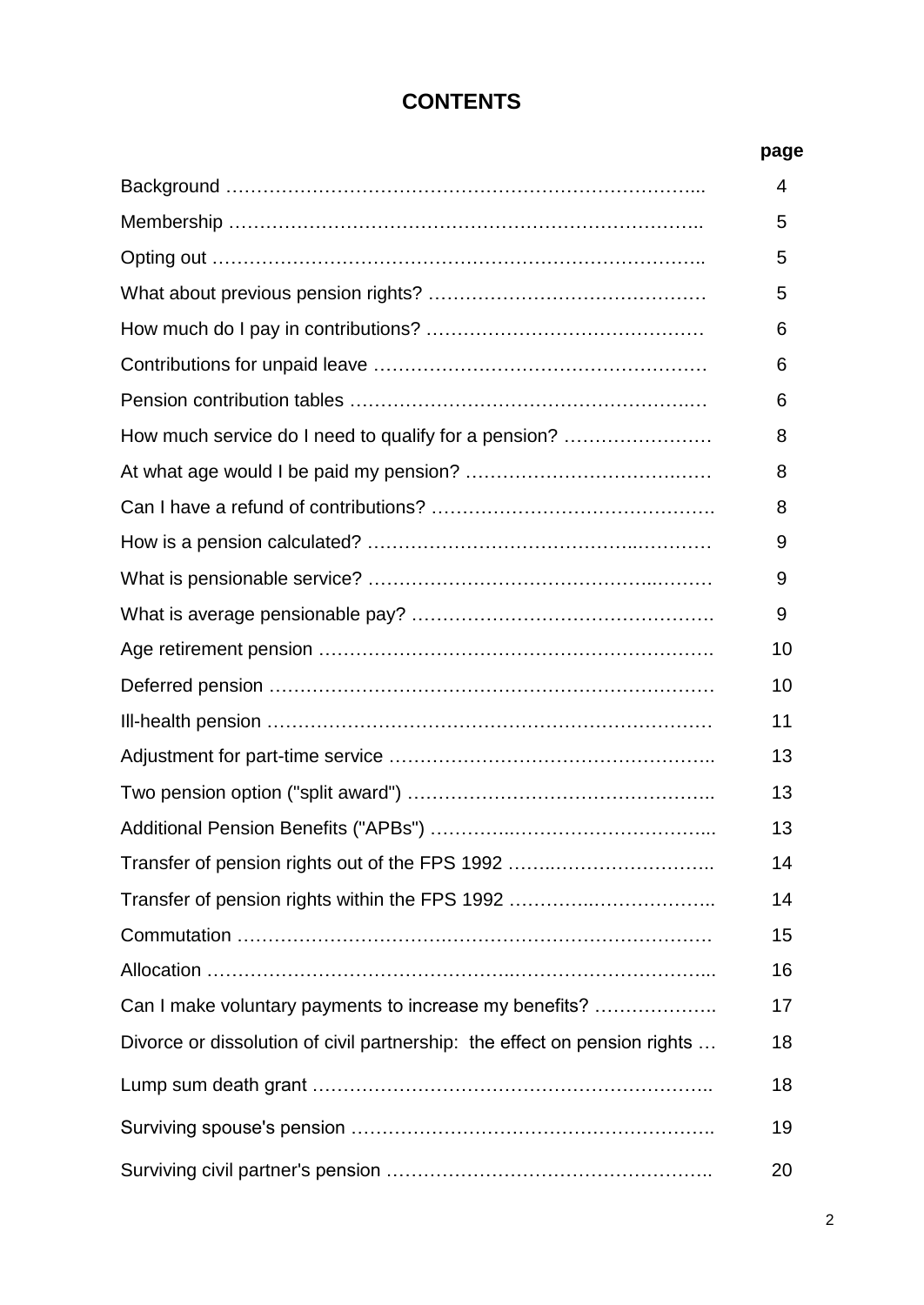# CONTENTS

| | page |
|---|---|
| Background | 4 |
| Membership | 5 |
| Opting out | 5 |
| What about previous pension rights? | 5 |
| How much do I pay in contributions? | 6 |
| Contributions for unpaid leave | 6 |
| Pension contribution tables | 6 |
| How much service do I need to qualify for a pension? | 8 |
| At what age would I be paid my pension? | 8 |
| Can I have a refund of contributions? | 8 |
| How is a pension calculated? | 9 |
| What is pensionable service? | 9 |
| What is average pensionable pay? | 9 |
| Age retirement pension | 10 |
| Deferred pension | 10 |
| Ill-health pension | 11 |
| Adjustment for part-time service | 13 |
| Two pension option ("split award") | 13 |
| Additional Pension Benefits ("APBs") | 13 |
| Transfer of pension rights out of the FPS 1992 | 14 |
| Transfer of pension rights within the FPS 1992 | 14 |
| Commutation | 15 |
| Allocation | 16 |
| Can I make voluntary payments to increase my benefits? | 17 |
| Divorce or dissolution of civil partnership: the effect on pension rights | 18 |
| Lump sum death grant | 18 |
| Surviving spouse's pension | 19 |
| Surviving civil partner's pension | 20 |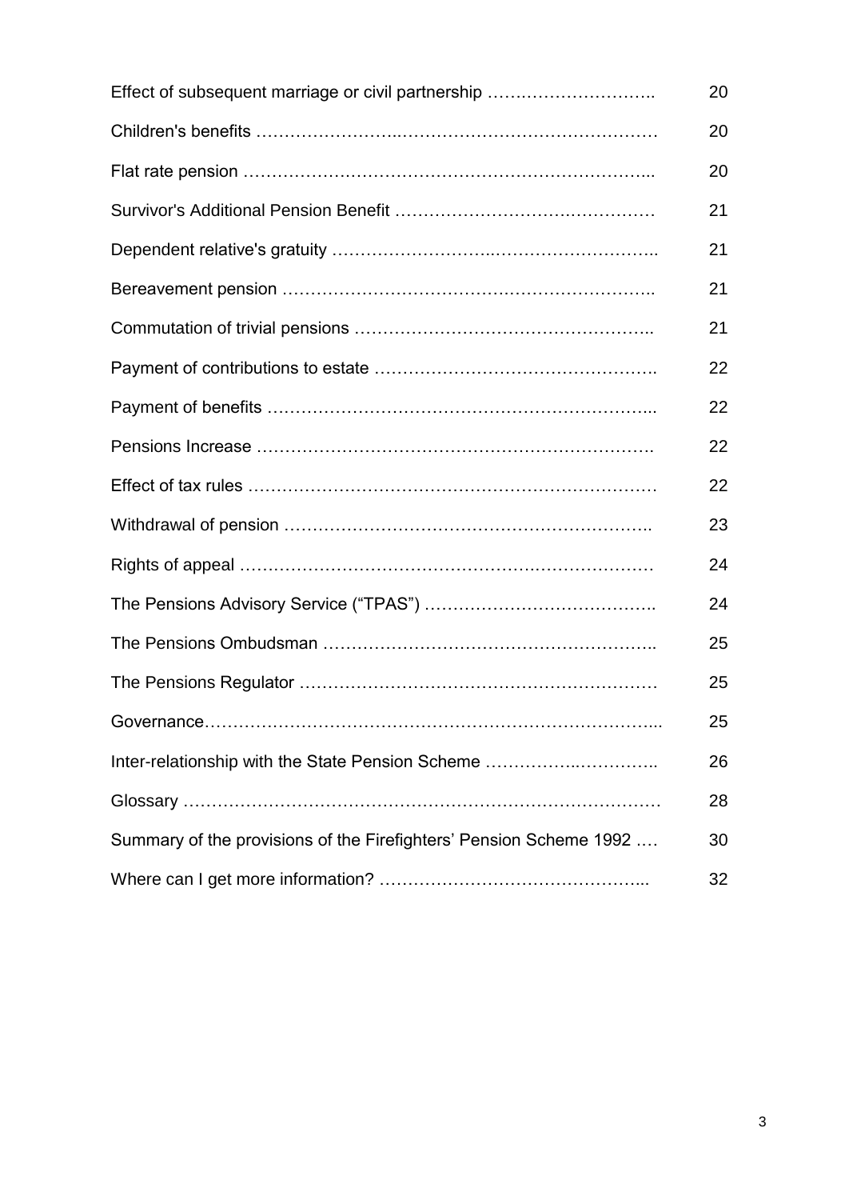| | |
|---|---|
| Effect of subsequent marriage or civil partnership | 20 |
| Children's benefits | 20 |
| Flat rate pension | 20 |
| Survivor's Additional Pension Benefit | 21 |
| Dependent relative's gratuity | 21 |
| Bereavement pension | 21 |
| Commutation of trivial pensions | 21 |
| Payment of contributions to estate | 22 |
| Payment of benefits | 22 |
| Pensions Increase | 22 |
| Effect of tax rules | 22 |
| Withdrawal of pension | 23 |
| Rights of appeal | 24 |
| The Pensions Advisory Service ("TPAS") | 24 |
| The Pensions Ombudsman | 25 |
| The Pensions Regulator | 25 |
| Governance | 25 |
| Inter-relationship with the State Pension Scheme | 26 |
| Glossary | 28 |
| Summary of the provisions of the Firefighters' Pension Scheme 1992 | 30 |
| Where can I get more information? | 32 |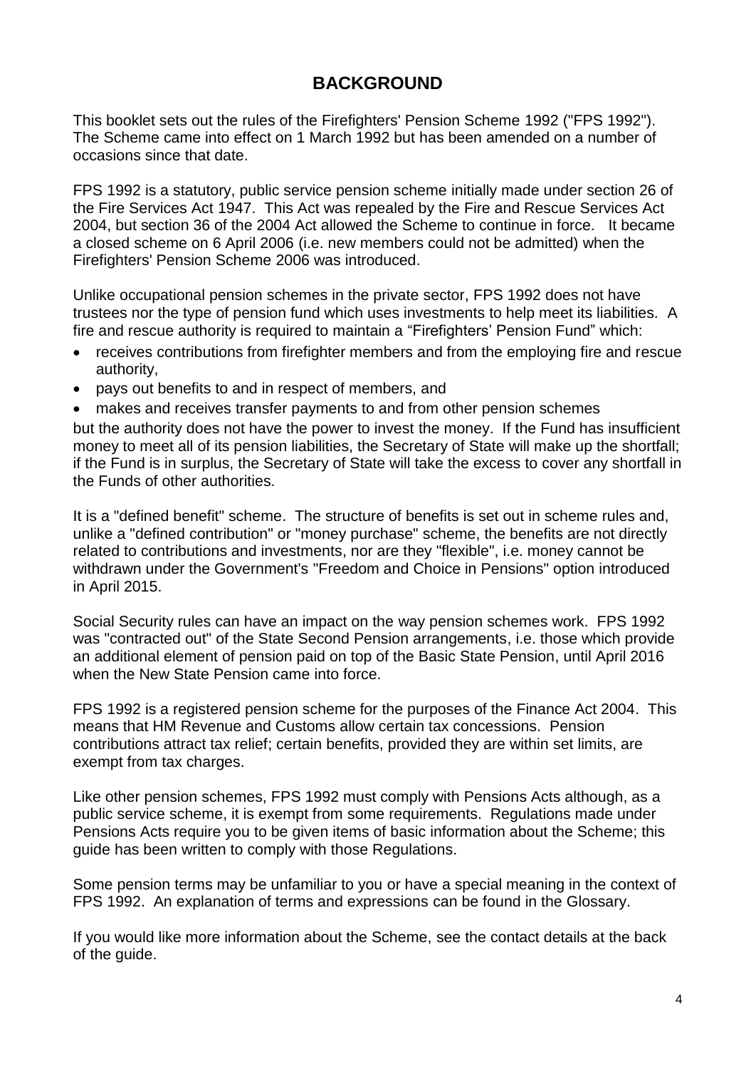## BACKGROUND

This booklet sets out the rules of the Firefighters' Pension Scheme 1992 ("FPS 1992"). The Scheme came into effect on 1 March 1992 but has been amended on a number of occasions since that date.

FPS 1992 is a statutory, public service pension scheme initially made under section 26 of the Fire Services Act 1947. This Act was repealed by the Fire and Rescue Services Act 2004, but section 36 of the 2004 Act allowed the Scheme to continue in force. It became a closed scheme on 6 April 2006 (i.e. new members could not be admitted) when the Firefighters' Pension Scheme 2006 was introduced.

Unlike occupational pension schemes in the private sector, FPS 1992 does not have trustees nor the type of pension fund which uses investments to help meet its liabilities. A fire and rescue authority is required to maintain a "Firefighters' Pension Fund" which:

- receives contributions from firefighter members and from the employing fire and rescue authority,
- pays out benefits to and in respect of members, and
- makes and receives transfer payments to and from other pension schemes

but the authority does not have the power to invest the money. If the Fund has insufficient money to meet all of its pension liabilities, the Secretary of State will make up the shortfall; if the Fund is in surplus, the Secretary of State will take the excess to cover any shortfall in the Funds of other authorities.

It is a "defined benefit" scheme. The structure of benefits is set out in scheme rules and, unlike a "defined contribution" or "money purchase" scheme, the benefits are not directly related to contributions and investments, nor are they "flexible", i.e. money cannot be withdrawn under the Government's "Freedom and Choice in Pensions" option introduced in April 2015.

Social Security rules can have an impact on the way pension schemes work. FPS 1992 was "contracted out" of the State Second Pension arrangements, i.e. those which provide an additional element of pension paid on top of the Basic State Pension, until April 2016 when the New State Pension came into force.

FPS 1992 is a registered pension scheme for the purposes of the Finance Act 2004. This means that HM Revenue and Customs allow certain tax concessions. Pension contributions attract tax relief; certain benefits, provided they are within set limits, are exempt from tax charges.

Like other pension schemes, FPS 1992 must comply with Pensions Acts although, as a public service scheme, it is exempt from some requirements. Regulations made under Pensions Acts require you to be given items of basic information about the Scheme; this guide has been written to comply with those Regulations.

Some pension terms may be unfamiliar to you or have a special meaning in the context of FPS 1992. An explanation of terms and expressions can be found in the Glossary.

If you would like more information about the Scheme, see the contact details at the back of the guide.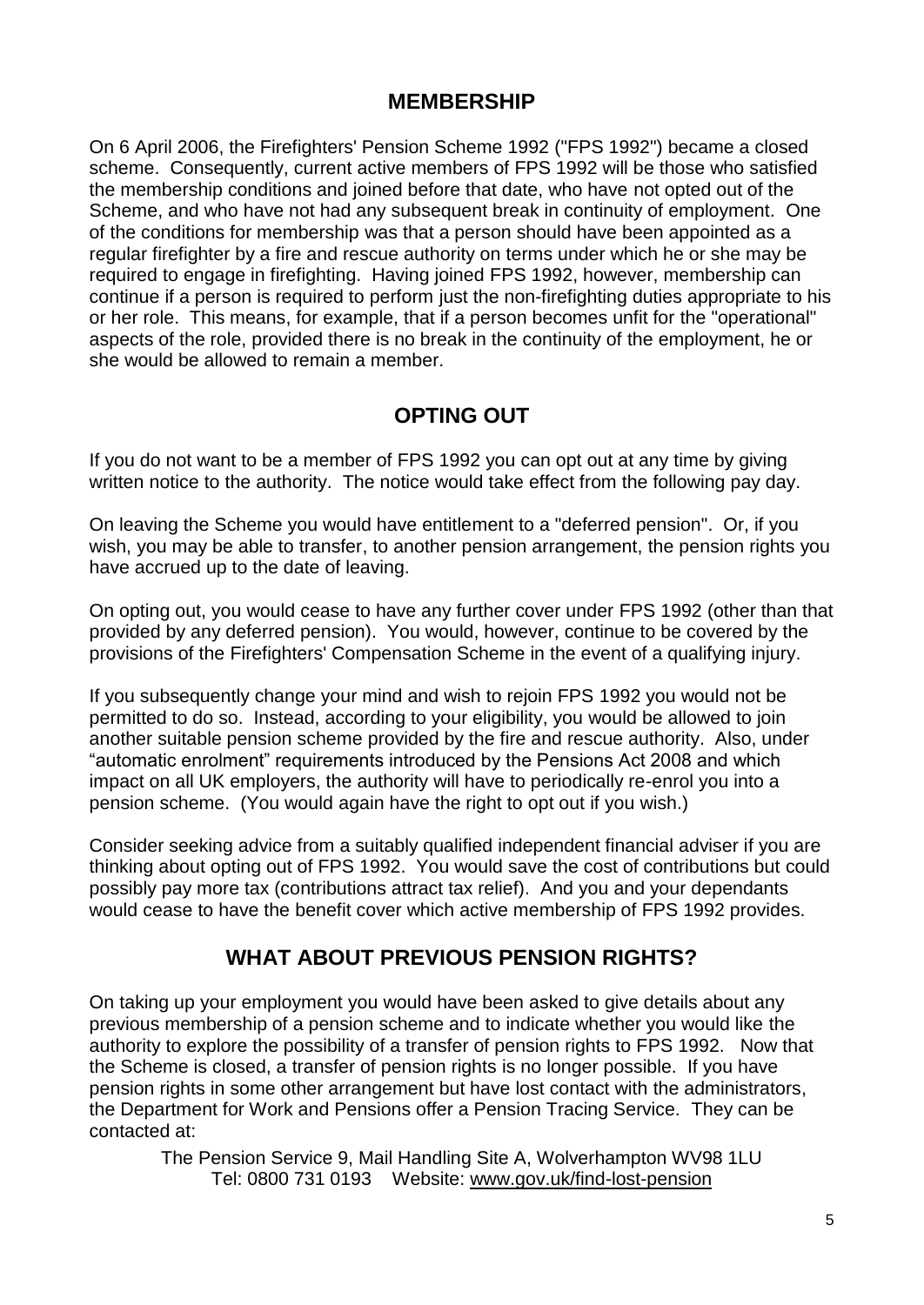## MEMBERSHIP

On 6 April 2006, the Firefighters' Pension Scheme 1992 ("FPS 1992") became a closed scheme. Consequently, current active members of FPS 1992 will be those who satisfied the membership conditions and joined before that date, who have not opted out of the Scheme, and who have not had any subsequent break in continuity of employment. One of the conditions for membership was that a person should have been appointed as a regular firefighter by a fire and rescue authority on terms under which he or she may be required to engage in firefighting. Having joined FPS 1992, however, membership can continue if a person is required to perform just the non-firefighting duties appropriate to his or her role. This means, for example, that if a person becomes unfit for the "operational" aspects of the role, provided there is no break in the continuity of the employment, he or she would be allowed to remain a member.

## OPTING OUT

If you do not want to be a member of FPS 1992 you can opt out at any time by giving written notice to the authority. The notice would take effect from the following pay day.

On leaving the Scheme you would have entitlement to a "deferred pension". Or, if you wish, you may be able to transfer, to another pension arrangement, the pension rights you have accrued up to the date of leaving.

On opting out, you would cease to have any further cover under FPS 1992 (other than that provided by any deferred pension). You would, however, continue to be covered by the provisions of the Firefighters' Compensation Scheme in the event of a qualifying injury.

If you subsequently change your mind and wish to rejoin FPS 1992 you would not be permitted to do so. Instead, according to your eligibility, you would be allowed to join another suitable pension scheme provided by the fire and rescue authority. Also, under "automatic enrolment" requirements introduced by the Pensions Act 2008 and which impact on all UK employers, the authority will have to periodically re-enrol you into a pension scheme. (You would again have the right to opt out if you wish.)

Consider seeking advice from a suitably qualified independent financial adviser if you are thinking about opting out of FPS 1992. You would save the cost of contributions but could possibly pay more tax (contributions attract tax relief). And you and your dependants would cease to have the benefit cover which active membership of FPS 1992 provides.

## WHAT ABOUT PREVIOUS PENSION RIGHTS?

On taking up your employment you would have been asked to give details about any previous membership of a pension scheme and to indicate whether you would like the authority to explore the possibility of a transfer of pension rights to FPS 1992. Now that the Scheme is closed, a transfer of pension rights is no longer possible. If you have pension rights in some other arrangement but have lost contact with the administrators, the Department for Work and Pensions offer a Pension Tracing Service. They can be contacted at:

The Pension Service 9, Mail Handling Site A, Wolverhampton WV98 1LU
Tel: 0800 731 0193 Website: www.gov.uk/find-lost-pension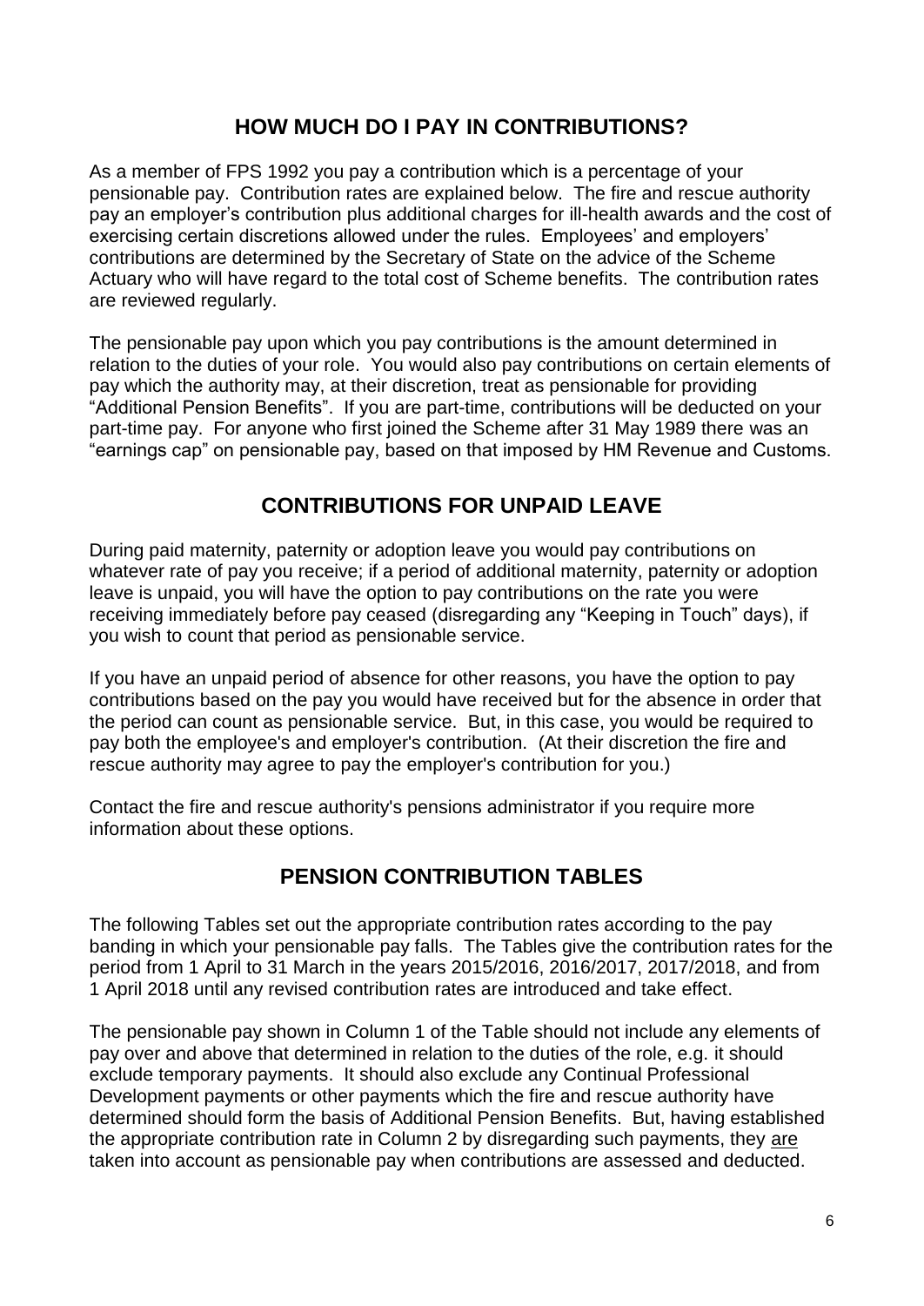## HOW MUCH DO I PAY IN CONTRIBUTIONS?

As a member of FPS 1992 you pay a contribution which is a percentage of your pensionable pay. Contribution rates are explained below. The fire and rescue authority pay an employer's contribution plus additional charges for ill-health awards and the cost of exercising certain discretions allowed under the rules. Employees' and employers' contributions are determined by the Secretary of State on the advice of the Scheme Actuary who will have regard to the total cost of Scheme benefits. The contribution rates are reviewed regularly.

The pensionable pay upon which you pay contributions is the amount determined in relation to the duties of your role. You would also pay contributions on certain elements of pay which the authority may, at their discretion, treat as pensionable for providing "Additional Pension Benefits". If you are part-time, contributions will be deducted on your part-time pay. For anyone who first joined the Scheme after 31 May 1989 there was an "earnings cap" on pensionable pay, based on that imposed by HM Revenue and Customs.

## CONTRIBUTIONS FOR UNPAID LEAVE

During paid maternity, paternity or adoption leave you would pay contributions on whatever rate of pay you receive; if a period of additional maternity, paternity or adoption leave is unpaid, you will have the option to pay contributions on the rate you were receiving immediately before pay ceased (disregarding any "Keeping in Touch" days), if you wish to count that period as pensionable service.

If you have an unpaid period of absence for other reasons, you have the option to pay contributions based on the pay you would have received but for the absence in order that the period can count as pensionable service. But, in this case, you would be required to pay both the employee's and employer's contribution. (At their discretion the fire and rescue authority may agree to pay the employer's contribution for you.)

Contact the fire and rescue authority's pensions administrator if you require more information about these options.

## PENSION CONTRIBUTION TABLES

The following Tables set out the appropriate contribution rates according to the pay banding in which your pensionable pay falls. The Tables give the contribution rates for the period from 1 April to 31 March in the years 2015/2016, 2016/2017, 2017/2018, and from 1 April 2018 until any revised contribution rates are introduced and take effect.

The pensionable pay shown in Column 1 of the Table should not include any elements of pay over and above that determined in relation to the duties of the role, e.g. it should exclude temporary payments. It should also exclude any Continual Professional Development payments or other payments which the fire and rescue authority have determined should form the basis of Additional Pension Benefits. But, having established the appropriate contribution rate in Column 2 by disregarding such payments, they are taken into account as pensionable pay when contributions are assessed and deducted.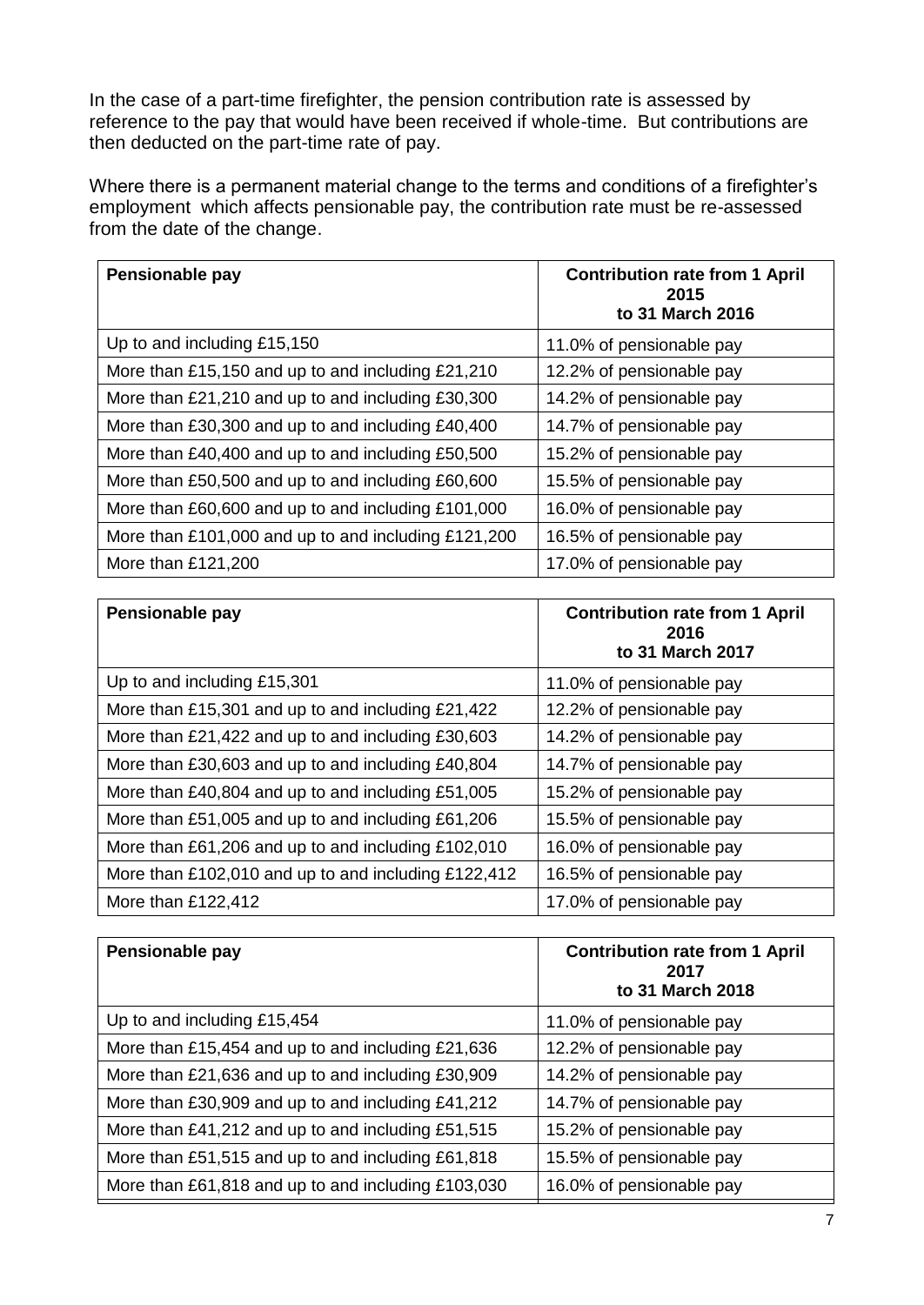In the case of a part-time firefighter, the pension contribution rate is assessed by reference to the pay that would have been received if whole-time. But contributions are then deducted on the part-time rate of pay.

Where there is a permanent material change to the terms and conditions of a firefighter's employment which affects pensionable pay, the contribution rate must be re-assessed from the date of the change.

| Pensionable pay | Contribution rate from 1 April 2015 to 31 March 2016 |
|---|---|
| Up to and including £15,150 | 11.0% of pensionable pay |
| More than £15,150 and up to and including £21,210 | 12.2% of pensionable pay |
| More than £21,210 and up to and including £30,300 | 14.2% of pensionable pay |
| More than £30,300 and up to and including £40,400 | 14.7% of pensionable pay |
| More than £40,400 and up to and including £50,500 | 15.2% of pensionable pay |
| More than £50,500 and up to and including £60,600 | 15.5% of pensionable pay |
| More than £60,600 and up to and including £101,000 | 16.0% of pensionable pay |
| More than £101,000 and up to and including £121,200 | 16.5% of pensionable pay |
| More than £121,200 | 17.0% of pensionable pay |

| Pensionable pay | Contribution rate from 1 April 2016 to 31 March 2017 |
|---|---|
| Up to and including £15,301 | 11.0% of pensionable pay |
| More than £15,301 and up to and including £21,422 | 12.2% of pensionable pay |
| More than £21,422 and up to and including £30,603 | 14.2% of pensionable pay |
| More than £30,603 and up to and including £40,804 | 14.7% of pensionable pay |
| More than £40,804 and up to and including £51,005 | 15.2% of pensionable pay |
| More than £51,005 and up to and including £61,206 | 15.5% of pensionable pay |
| More than £61,206 and up to and including £102,010 | 16.0% of pensionable pay |
| More than £102,010 and up to and including £122,412 | 16.5% of pensionable pay |
| More than £122,412 | 17.0% of pensionable pay |

| Pensionable pay | Contribution rate from 1 April 2017 to 31 March 2018 |
|---|---|
| Up to and including £15,454 | 11.0% of pensionable pay |
| More than £15,454 and up to and including £21,636 | 12.2% of pensionable pay |
| More than £21,636 and up to and including £30,909 | 14.2% of pensionable pay |
| More than £30,909 and up to and including £41,212 | 14.7% of pensionable pay |
| More than £41,212 and up to and including £51,515 | 15.2% of pensionable pay |
| More than £51,515 and up to and including £61,818 | 15.5% of pensionable pay |
| More than £61,818 and up to and including £103,030 | 16.0% of pensionable pay |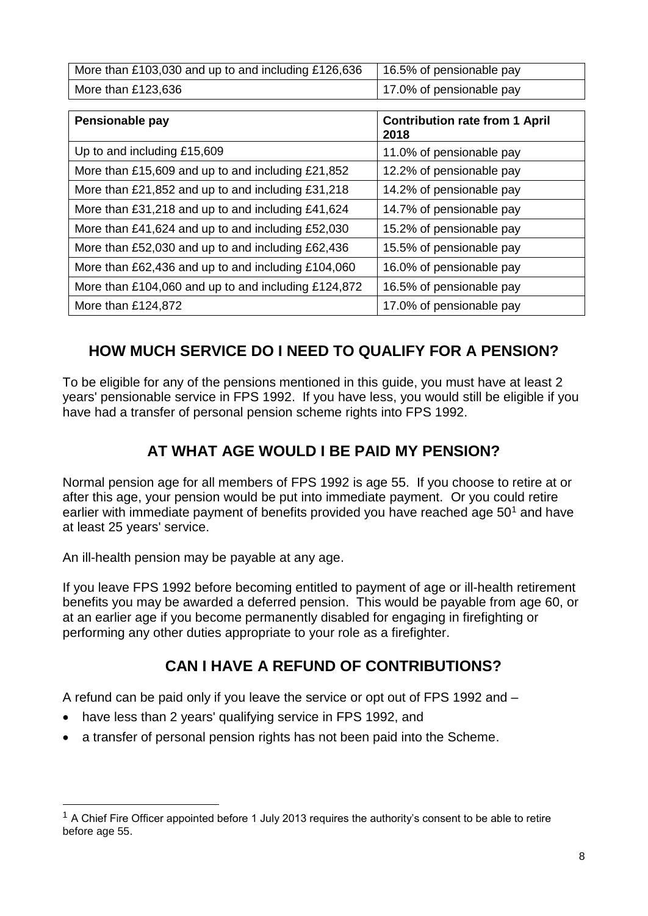| | |
|---|---|
| More than £103,030 and up to and including £126,636 | 16.5% of pensionable pay |
| More than £123,636 | 17.0% of pensionable pay |

| Pensionable pay | Contribution rate from 1 April 2018 |
|---|---|
| Up to and including £15,609 | 11.0% of pensionable pay |
| More than £15,609 and up to and including £21,852 | 12.2% of pensionable pay |
| More than £21,852 and up to and including £31,218 | 14.2% of pensionable pay |
| More than £31,218 and up to and including £41,624 | 14.7% of pensionable pay |
| More than £41,624 and up to and including £52,030 | 15.2% of pensionable pay |
| More than £52,030 and up to and including £62,436 | 15.5% of pensionable pay |
| More than £62,436 and up to and including £104,060 | 16.0% of pensionable pay |
| More than £104,060 and up to and including £124,872 | 16.5% of pensionable pay |
| More than £124,872 | 17.0% of pensionable pay |

## HOW MUCH SERVICE DO I NEED TO QUALIFY FOR A PENSION?

To be eligible for any of the pensions mentioned in this guide, you must have at least 2 years' pensionable service in FPS 1992. If you have less, you would still be eligible if you have had a transfer of personal pension scheme rights into FPS 1992.

## AT WHAT AGE WOULD I BE PAID MY PENSION?

Normal pension age for all members of FPS 1992 is age 55. If you choose to retire at or after this age, your pension would be put into immediate payment. Or you could retire earlier with immediate payment of benefits provided you have reached age 50[1] and have at least 25 years' service.

An ill-health pension may be payable at any age.

If you leave FPS 1992 before becoming entitled to payment of age or ill-health retirement benefits you may be awarded a deferred pension. This would be payable from age 60, or at an earlier age if you become permanently disabled for engaging in firefighting or performing any other duties appropriate to your role as a firefighter.

## CAN I HAVE A REFUND OF CONTRIBUTIONS?

A refund can be paid only if you leave the service or opt out of FPS 1992 and –

- have less than 2 years' qualifying service in FPS 1992, and
- a transfer of personal pension rights has not been paid into the Scheme.

[1] A Chief Fire Officer appointed before 1 July 2013 requires the authority's consent to be able to retire before age 55.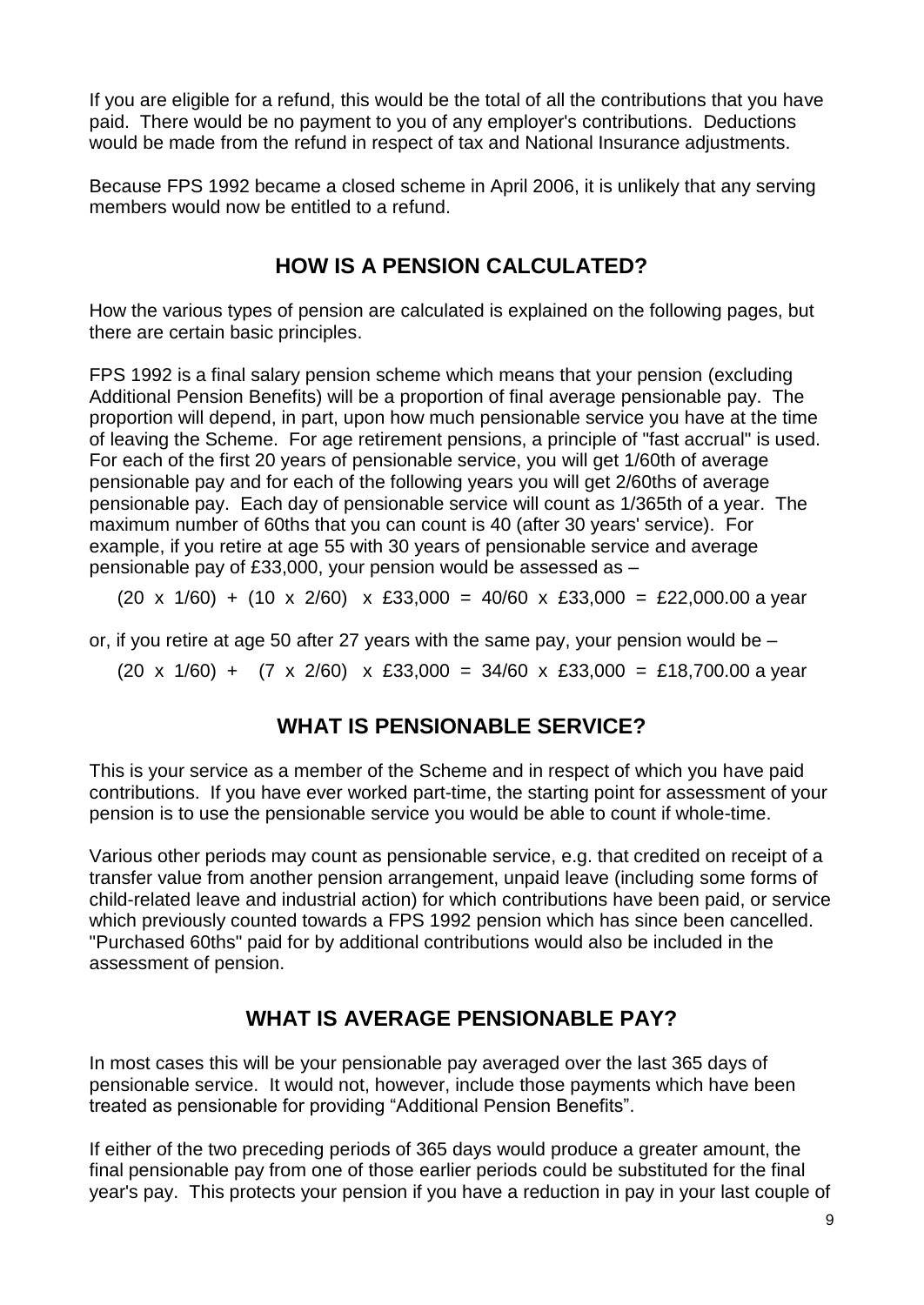If you are eligible for a refund, this would be the total of all the contributions that you have paid. There would be no payment to you of any employer's contributions. Deductions would be made from the refund in respect of tax and National Insurance adjustments.

Because FPS 1992 became a closed scheme in April 2006, it is unlikely that any serving members would now be entitled to a refund.

## HOW IS A PENSION CALCULATED?

How the various types of pension are calculated is explained on the following pages, but there are certain basic principles.

FPS 1992 is a final salary pension scheme which means that your pension (excluding Additional Pension Benefits) will be a proportion of final average pensionable pay. The proportion will depend, in part, upon how much pensionable service you have at the time of leaving the Scheme. For age retirement pensions, a principle of "fast accrual" is used. For each of the first 20 years of pensionable service, you will get 1/60th of average pensionable pay and for each of the following years you will get 2/60ths of average pensionable pay. Each day of pensionable service will count as 1/365th of a year. The maximum number of 60ths that you can count is 40 (after 30 years' service). For example, if you retire at age 55 with 30 years of pensionable service and average pensionable pay of £33,000, your pension would be assessed as –

$$(20 \times 1/60) + (10 \times 2/60) \times £33{,}000 = 40/60 \times £33{,}000 = £22{,}000.00 \text{ a year}$$

or, if you retire at age 50 after 27 years with the same pay, your pension would be –

$$(20 \times 1/60) + (7 \times 2/60) \times £33{,}000 = 34/60 \times £33{,}000 = £18{,}700.00 \text{ a year}$$

## WHAT IS PENSIONABLE SERVICE?

This is your service as a member of the Scheme and in respect of which you have paid contributions. If you have ever worked part-time, the starting point for assessment of your pension is to use the pensionable service you would be able to count if whole-time.

Various other periods may count as pensionable service, e.g. that credited on receipt of a transfer value from another pension arrangement, unpaid leave (including some forms of child-related leave and industrial action) for which contributions have been paid, or service which previously counted towards a FPS 1992 pension which has since been cancelled. "Purchased 60ths" paid for by additional contributions would also be included in the assessment of pension.

## WHAT IS AVERAGE PENSIONABLE PAY?

In most cases this will be your pensionable pay averaged over the last 365 days of pensionable service. It would not, however, include those payments which have been treated as pensionable for providing "Additional Pension Benefits".

If either of the two preceding periods of 365 days would produce a greater amount, the final pensionable pay from one of those earlier periods could be substituted for the final year's pay. This protects your pension if you have a reduction in pay in your last couple of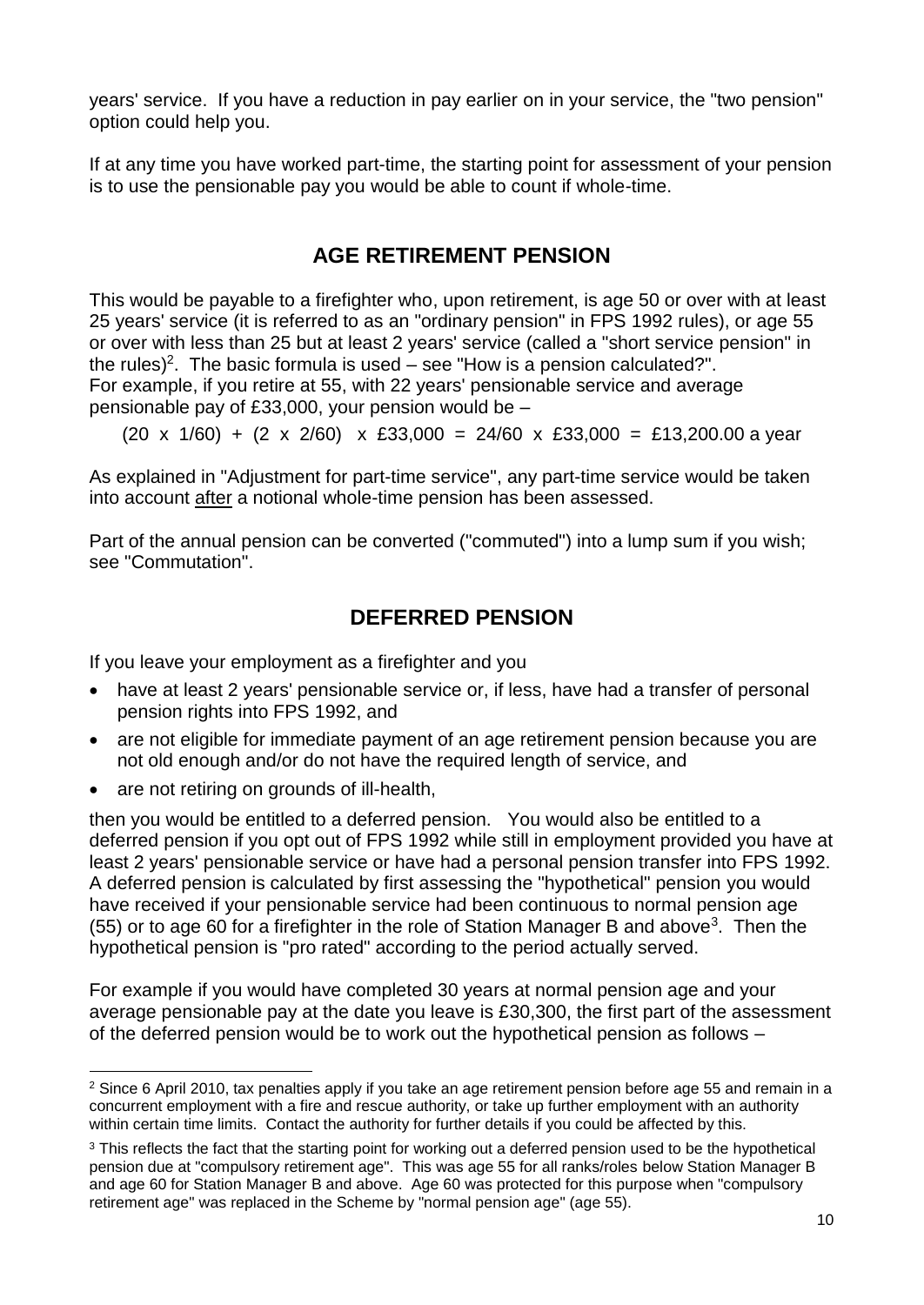years' service. If you have a reduction in pay earlier on in your service, the "two pension" option could help you.

If at any time you have worked part-time, the starting point for assessment of your pension is to use the pensionable pay you would be able to count if whole-time.

## AGE RETIREMENT PENSION

This would be payable to a firefighter who, upon retirement, is age 50 or over with at least 25 years' service (it is referred to as an "ordinary pension" in FPS 1992 rules), or age 55 or over with less than 25 but at least 2 years' service (called a "short service pension" in the rules)[2]. The basic formula is used – see "How is a pension calculated?".
For example, if you retire at 55, with 22 years' pensionable service and average pensionable pay of £33,000, your pension would be –

$$(20 \times 1/60) + (2 \times 2/60) \times £33{,}000 = 24/60 \times £33{,}000 = £13{,}200.00 \text{ a year}$$

As explained in "Adjustment for part-time service", any part-time service would be taken into account <u>after</u> a notional whole-time pension has been assessed.

Part of the annual pension can be converted ("commuted") into a lump sum if you wish; see "Commutation".

## DEFERRED PENSION

If you leave your employment as a firefighter and you

- have at least 2 years' pensionable service or, if less, have had a transfer of personal pension rights into FPS 1992, and
- are not eligible for immediate payment of an age retirement pension because you are not old enough and/or do not have the required length of service, and
- are not retiring on grounds of ill-health,

then you would be entitled to a deferred pension. You would also be entitled to a deferred pension if you opt out of FPS 1992 while still in employment provided you have at least 2 years' pensionable service or have had a personal pension transfer into FPS 1992. A deferred pension is calculated by first assessing the "hypothetical" pension you would have received if your pensionable service had been continuous to normal pension age (55) or to age 60 for a firefighter in the role of Station Manager B and above[3]. Then the hypothetical pension is "pro rated" according to the period actually served.

For example if you would have completed 30 years at normal pension age and your average pensionable pay at the date you leave is £30,300, the first part of the assessment of the deferred pension would be to work out the hypothetical pension as follows –

---

[2] Since 6 April 2010, tax penalties apply if you take an age retirement pension before age 55 and remain in a concurrent employment with a fire and rescue authority, or take up further employment with an authority within certain time limits. Contact the authority for further details if you could be affected by this.

[3] This reflects the fact that the starting point for working out a deferred pension used to be the hypothetical pension due at "compulsory retirement age". This was age 55 for all ranks/roles below Station Manager B and age 60 for Station Manager B and above. Age 60 was protected for this purpose when "compulsory retirement age" was replaced in the Scheme by "normal pension age" (age 55).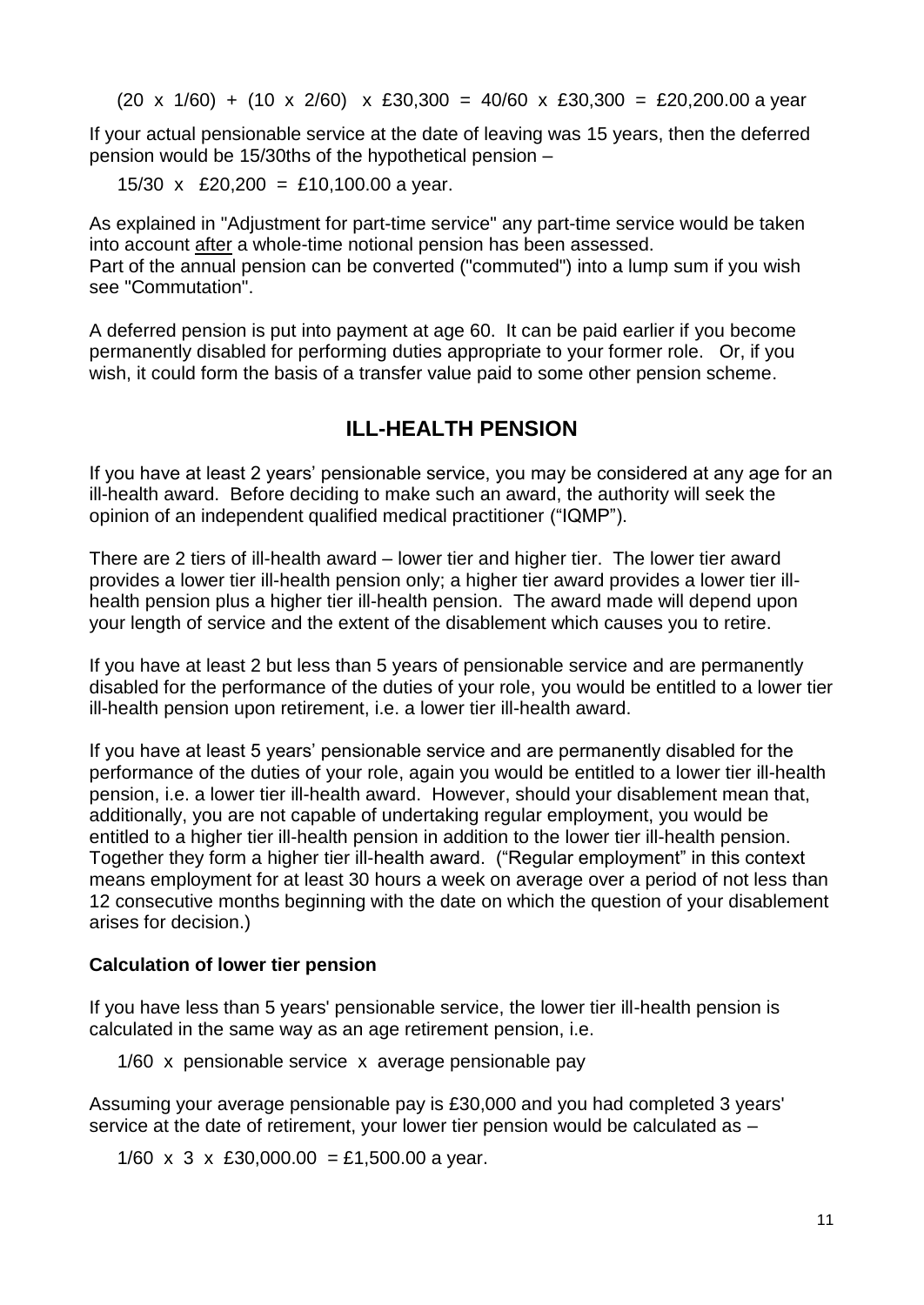(20 x 1/60) + (10 x 2/60) x £30,300 = 40/60 x £30,300 = £20,200.00 a year

If your actual pensionable service at the date of leaving was 15 years, then the deferred pension would be 15/30ths of the hypothetical pension –

15/30 x £20,200 = £10,100.00 a year.

As explained in "Adjustment for part-time service" any part-time service would be taken into account after a whole-time notional pension has been assessed.
Part of the annual pension can be converted ("commuted") into a lump sum if you wish see "Commutation".

A deferred pension is put into payment at age 60. It can be paid earlier if you become permanently disabled for performing duties appropriate to your former role. Or, if you wish, it could form the basis of a transfer value paid to some other pension scheme.

## ILL-HEALTH PENSION

If you have at least 2 years' pensionable service, you may be considered at any age for an ill-health award. Before deciding to make such an award, the authority will seek the opinion of an independent qualified medical practitioner ("IQMP").

There are 2 tiers of ill-health award – lower tier and higher tier. The lower tier award provides a lower tier ill-health pension only; a higher tier award provides a lower tier ill-health pension plus a higher tier ill-health pension. The award made will depend upon your length of service and the extent of the disablement which causes you to retire.

If you have at least 2 but less than 5 years of pensionable service and are permanently disabled for the performance of the duties of your role, you would be entitled to a lower tier ill-health pension upon retirement, i.e. a lower tier ill-health award.

If you have at least 5 years' pensionable service and are permanently disabled for the performance of the duties of your role, again you would be entitled to a lower tier ill-health pension, i.e. a lower tier ill-health award. However, should your disablement mean that, additionally, you are not capable of undertaking regular employment, you would be entitled to a higher tier ill-health pension in addition to the lower tier ill-health pension. Together they form a higher tier ill-health award. ("Regular employment" in this context means employment for at least 30 hours a week on average over a period of not less than 12 consecutive months beginning with the date on which the question of your disablement arises for decision.)

**Calculation of lower tier pension**

If you have less than 5 years' pensionable service, the lower tier ill-health pension is calculated in the same way as an age retirement pension, i.e.

1/60 x pensionable service x average pensionable pay

Assuming your average pensionable pay is £30,000 and you had completed 3 years' service at the date of retirement, your lower tier pension would be calculated as –

1/60 x 3 x £30,000.00 = £1,500.00 a year.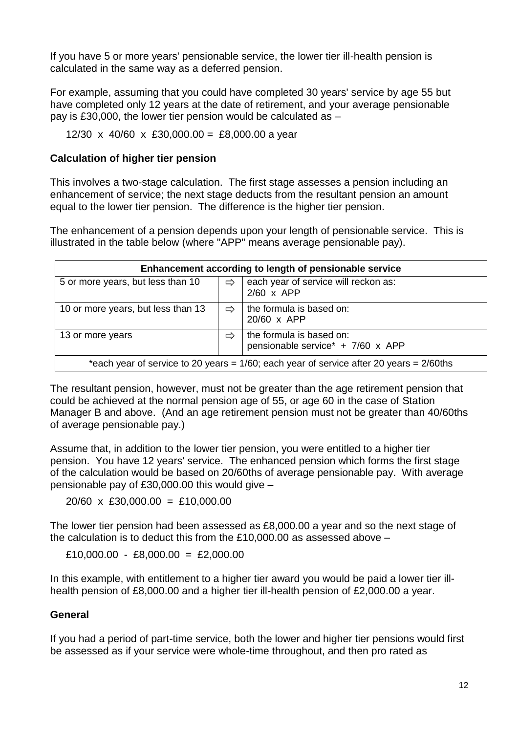If you have 5 or more years' pensionable service, the lower tier ill-health pension is calculated in the same way as a deferred pension.

For example, assuming that you could have completed 30 years' service by age 55 but have completed only 12 years at the date of retirement, and your average pensionable pay is £30,000, the lower tier pension would be calculated as –

12/30 x 40/60 x £30,000.00 = £8,000.00 a year

**Calculation of higher tier pension**

This involves a two-stage calculation. The first stage assesses a pension including an enhancement of service; the next stage deducts from the resultant pension an amount equal to the lower tier pension. The difference is the higher tier pension.

The enhancement of a pension depends upon your length of pensionable service. This is illustrated in the table below (where "APP" means average pensionable pay).

| Enhancement according to length of pensionable service | | |
|---|---|---|
| 5 or more years, but less than 10 | ⇨ | each year of service will reckon as: 2/60 x APP |
| 10 or more years, but less than 13 | ⇨ | the formula is based on: 20/60 x APP |
| 13 or more years | ⇨ | the formula is based on: pensionable service* + 7/60 x APP |
| *each year of service to 20 years = 1/60; each year of service after 20 years = 2/60ths | | |

The resultant pension, however, must not be greater than the age retirement pension that could be achieved at the normal pension age of 55, or age 60 in the case of Station Manager B and above. (And an age retirement pension must not be greater than 40/60ths of average pensionable pay.)

Assume that, in addition to the lower tier pension, you were entitled to a higher tier pension. You have 12 years' service. The enhanced pension which forms the first stage of the calculation would be based on 20/60ths of average pensionable pay. With average pensionable pay of £30,000.00 this would give –

20/60 x £30,000.00 = £10,000.00

The lower tier pension had been assessed as £8,000.00 a year and so the next stage of the calculation is to deduct this from the £10,000.00 as assessed above –

£10,000.00 - £8,000.00 = £2,000.00

In this example, with entitlement to a higher tier award you would be paid a lower tier ill-health pension of £8,000.00 and a higher tier ill-health pension of £2,000.00 a year.

**General**

If you had a period of part-time service, both the lower and higher tier pensions would first be assessed as if your service were whole-time throughout, and then pro rated as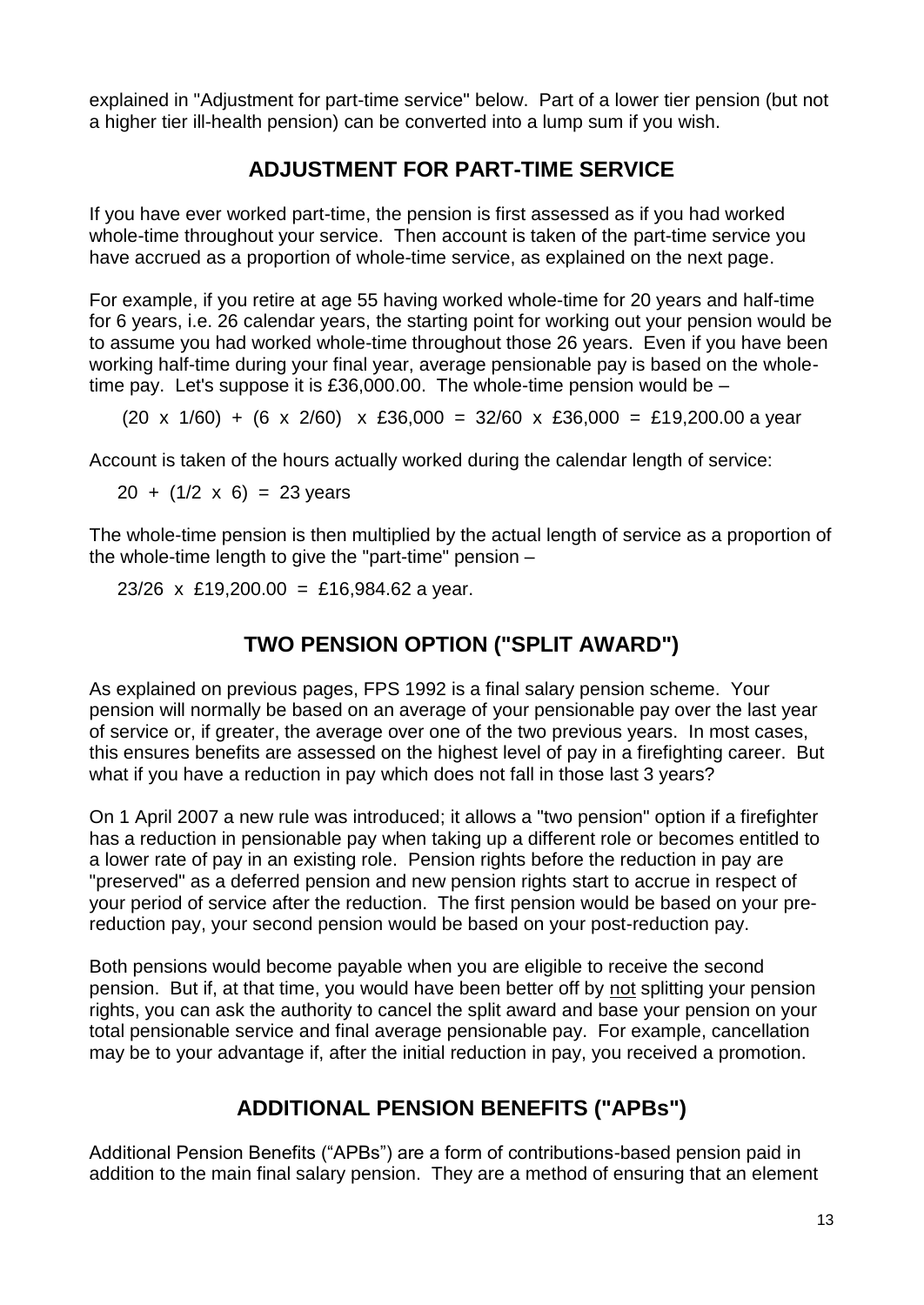explained in "Adjustment for part-time service" below. Part of a lower tier pension (but not a higher tier ill-health pension) can be converted into a lump sum if you wish.

## ADJUSTMENT FOR PART-TIME SERVICE

If you have ever worked part-time, the pension is first assessed as if you had worked whole-time throughout your service. Then account is taken of the part-time service you have accrued as a proportion of whole-time service, as explained on the next page.

For example, if you retire at age 55 having worked whole-time for 20 years and half-time for 6 years, i.e. 26 calendar years, the starting point for working out your pension would be to assume you had worked whole-time throughout those 26 years. Even if you have been working half-time during your final year, average pensionable pay is based on the whole-time pay. Let's suppose it is £36,000.00. The whole-time pension would be –

$$(20 \times 1/60) + (6 \times 2/60) \times £36{,}000 = 32/60 \times £36{,}000 = £19{,}200.00 \text{ a year}$$

Account is taken of the hours actually worked during the calendar length of service:

$$20 + (1/2 \times 6) = 23 \text{ years}$$

The whole-time pension is then multiplied by the actual length of service as a proportion of the whole-time length to give the "part-time" pension –

$$23/26 \times £19{,}200.00 = £16{,}984.62 \text{ a year.}$$

## TWO PENSION OPTION ("SPLIT AWARD")

As explained on previous pages, FPS 1992 is a final salary pension scheme. Your pension will normally be based on an average of your pensionable pay over the last year of service or, if greater, the average over one of the two previous years. In most cases, this ensures benefits are assessed on the highest level of pay in a firefighting career. But what if you have a reduction in pay which does not fall in those last 3 years?

On 1 April 2007 a new rule was introduced; it allows a "two pension" option if a firefighter has a reduction in pensionable pay when taking up a different role or becomes entitled to a lower rate of pay in an existing role. Pension rights before the reduction in pay are "preserved" as a deferred pension and new pension rights start to accrue in respect of your period of service after the reduction. The first pension would be based on your pre-reduction pay, your second pension would be based on your post-reduction pay.

Both pensions would become payable when you are eligible to receive the second pension. But if, at that time, you would have been better off by not splitting your pension rights, you can ask the authority to cancel the split award and base your pension on your total pensionable service and final average pensionable pay. For example, cancellation may be to your advantage if, after the initial reduction in pay, you received a promotion.

## ADDITIONAL PENSION BENEFITS ("APBs")

Additional Pension Benefits ("APBs") are a form of contributions-based pension paid in addition to the main final salary pension. They are a method of ensuring that an element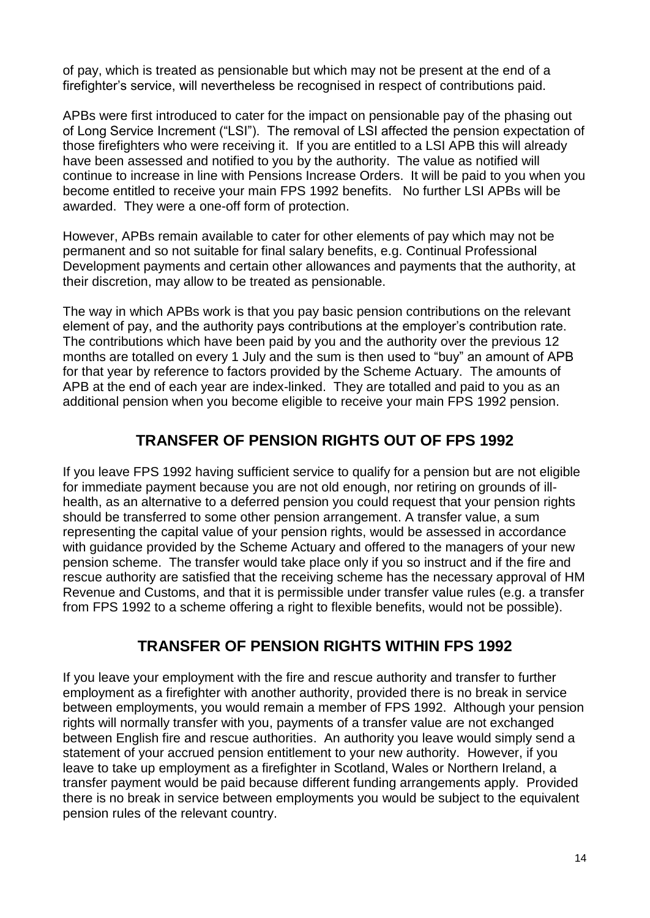of pay, which is treated as pensionable but which may not be present at the end of a firefighter's service, will nevertheless be recognised in respect of contributions paid.

APBs were first introduced to cater for the impact on pensionable pay of the phasing out of Long Service Increment ("LSI"). The removal of LSI affected the pension expectation of those firefighters who were receiving it. If you are entitled to a LSI APB this will already have been assessed and notified to you by the authority. The value as notified will continue to increase in line with Pensions Increase Orders. It will be paid to you when you become entitled to receive your main FPS 1992 benefits. No further LSI APBs will be awarded. They were a one-off form of protection.

However, APBs remain available to cater for other elements of pay which may not be permanent and so not suitable for final salary benefits, e.g. Continual Professional Development payments and certain other allowances and payments that the authority, at their discretion, may allow to be treated as pensionable.

The way in which APBs work is that you pay basic pension contributions on the relevant element of pay, and the authority pays contributions at the employer's contribution rate. The contributions which have been paid by you and the authority over the previous 12 months are totalled on every 1 July and the sum is then used to "buy" an amount of APB for that year by reference to factors provided by the Scheme Actuary. The amounts of APB at the end of each year are index-linked. They are totalled and paid to you as an additional pension when you become eligible to receive your main FPS 1992 pension.

## TRANSFER OF PENSION RIGHTS OUT OF FPS 1992

If you leave FPS 1992 having sufficient service to qualify for a pension but are not eligible for immediate payment because you are not old enough, nor retiring on grounds of ill-health, as an alternative to a deferred pension you could request that your pension rights should be transferred to some other pension arrangement. A transfer value, a sum representing the capital value of your pension rights, would be assessed in accordance with guidance provided by the Scheme Actuary and offered to the managers of your new pension scheme. The transfer would take place only if you so instruct and if the fire and rescue authority are satisfied that the receiving scheme has the necessary approval of HM Revenue and Customs, and that it is permissible under transfer value rules (e.g. a transfer from FPS 1992 to a scheme offering a right to flexible benefits, would not be possible).

## TRANSFER OF PENSION RIGHTS WITHIN FPS 1992

If you leave your employment with the fire and rescue authority and transfer to further employment as a firefighter with another authority, provided there is no break in service between employments, you would remain a member of FPS 1992. Although your pension rights will normally transfer with you, payments of a transfer value are not exchanged between English fire and rescue authorities. An authority you leave would simply send a statement of your accrued pension entitlement to your new authority. However, if you leave to take up employment as a firefighter in Scotland, Wales or Northern Ireland, a transfer payment would be paid because different funding arrangements apply. Provided there is no break in service between employments you would be subject to the equivalent pension rules of the relevant country.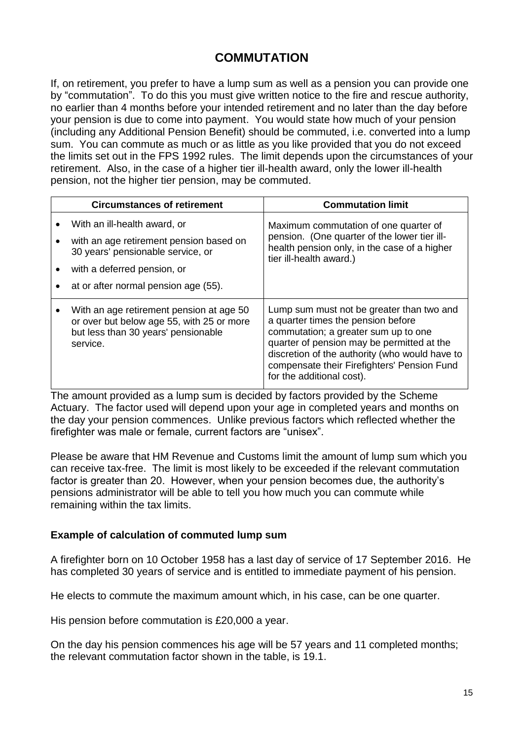# COMMUTATION

If, on retirement, you prefer to have a lump sum as well as a pension you can provide one by "commutation". To do this you must give written notice to the fire and rescue authority, no earlier than 4 months before your intended retirement and no later than the day before your pension is due to come into payment. You would state how much of your pension (including any Additional Pension Benefit) should be commuted, i.e. converted into a lump sum. You can commute as much or as little as you like provided that you do not exceed the limits set out in the FPS 1992 rules. The limit depends upon the circumstances of your retirement. Also, in the case of a higher tier ill-health award, only the lower ill-health pension, not the higher tier pension, may be commuted.

| Circumstances of retirement | Commutation limit |
|---|---|
| • With an ill-health award, or<br>• with an age retirement pension based on 30 years' pensionable service, or<br>• with a deferred pension, or<br>• at or after normal pension age (55). | Maximum commutation of one quarter of pension. (One quarter of the lower tier ill-health pension only, in the case of a higher tier ill-health award.) |
| • With an age retirement pension at age 50 or over but below age 55, with 25 or more but less than 30 years' pensionable service. | Lump sum must not be greater than two and a quarter times the pension before commutation; a greater sum up to one quarter of pension may be permitted at the discretion of the authority (who would have to compensate their Firefighters' Pension Fund for the additional cost). |

The amount provided as a lump sum is decided by factors provided by the Scheme Actuary. The factor used will depend upon your age in completed years and months on the day your pension commences. Unlike previous factors which reflected whether the firefighter was male or female, current factors are "unisex".

Please be aware that HM Revenue and Customs limit the amount of lump sum which you can receive tax-free. The limit is most likely to be exceeded if the relevant commutation factor is greater than 20. However, when your pension becomes due, the authority's pensions administrator will be able to tell you how much you can commute while remaining within the tax limits.

### Example of calculation of commuted lump sum

A firefighter born on 10 October 1958 has a last day of service of 17 September 2016. He has completed 30 years of service and is entitled to immediate payment of his pension.

He elects to commute the maximum amount which, in his case, can be one quarter.

His pension before commutation is £20,000 a year.

On the day his pension commences his age will be 57 years and 11 completed months; the relevant commutation factor shown in the table, is 19.1.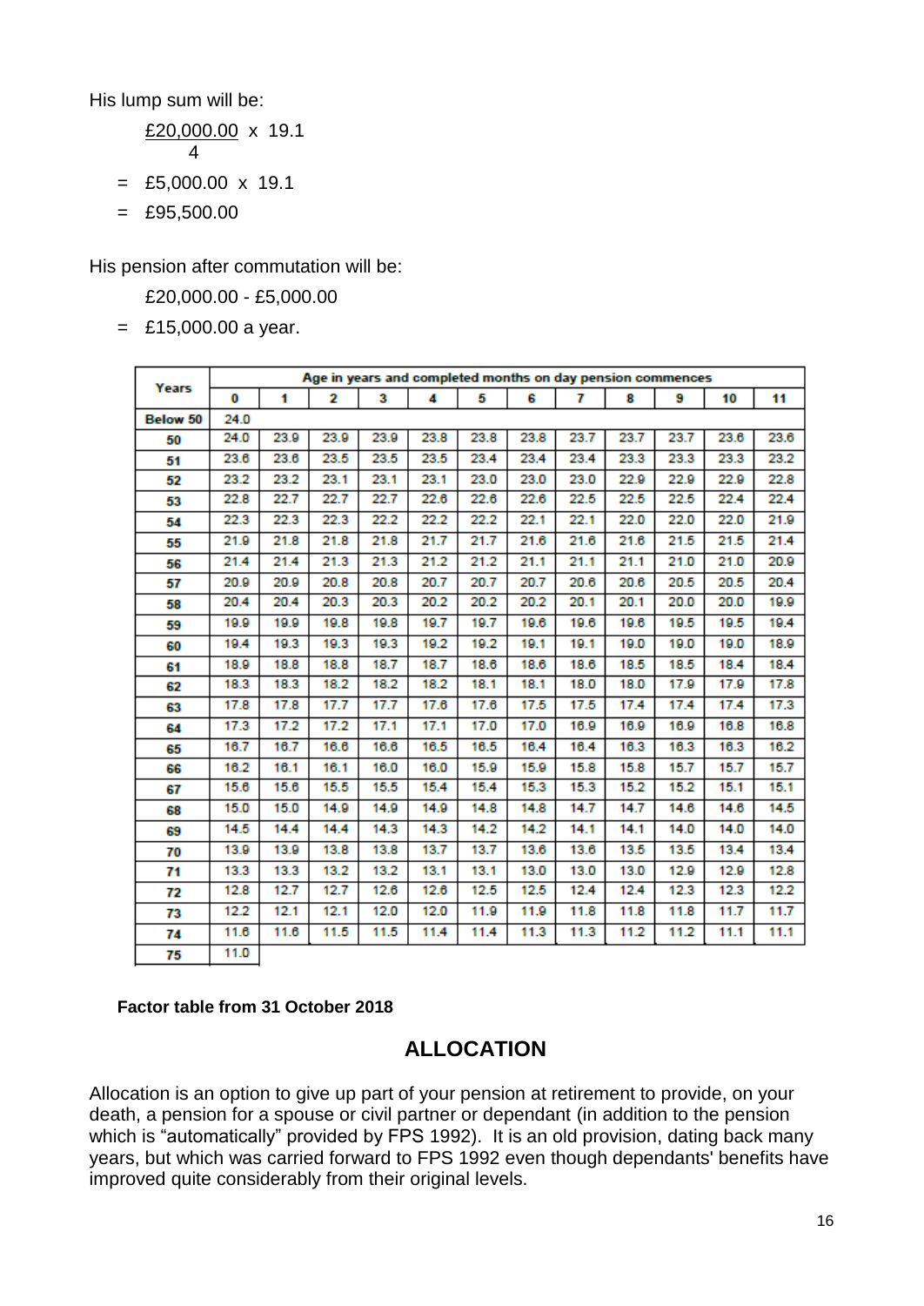His lump sum will be:

$$\frac{£20{,}000.00}{4} \times 19.1$$

$= £5{,}000.00 \times 19.1$

$= £95{,}500.00$

His pension after commutation will be:

£20,000.00 - £5,000.00

= £15,000.00 a year.

| Years | Age in years and completed months on day pension commences | | | | | | | | | | | |
|---|---|---|---|---|---|---|---|---|---|---|---|---|
| | 0 | 1 | 2 | 3 | 4 | 5 | 6 | 7 | 8 | 9 | 10 | 11 |
| Below 50 | 24.0 | | | | | | | | | | | |
| 50 | 24.0 | 23.9 | 23.9 | 23.9 | 23.8 | 23.8 | 23.8 | 23.7 | 23.7 | 23.7 | 23.6 | 23.6 |
| 51 | 23.6 | 23.6 | 23.5 | 23.5 | 23.5 | 23.4 | 23.4 | 23.4 | 23.3 | 23.3 | 23.3 | 23.2 |
| 52 | 23.2 | 23.2 | 23.1 | 23.1 | 23.1 | 23.0 | 23.0 | 23.0 | 22.9 | 22.9 | 22.9 | 22.8 |
| 53 | 22.8 | 22.7 | 22.7 | 22.7 | 22.6 | 22.6 | 22.6 | 22.5 | 22.5 | 22.5 | 22.4 | 22.4 |
| 54 | 22.3 | 22.3 | 22.3 | 22.2 | 22.2 | 22.2 | 22.1 | 22.1 | 22.0 | 22.0 | 22.0 | 21.9 |
| 55 | 21.9 | 21.8 | 21.8 | 21.8 | 21.7 | 21.7 | 21.6 | 21.6 | 21.6 | 21.5 | 21.5 | 21.4 |
| 56 | 21.4 | 21.4 | 21.3 | 21.3 | 21.2 | 21.2 | 21.1 | 21.1 | 21.1 | 21.0 | 21.0 | 20.9 |
| 57 | 20.9 | 20.9 | 20.8 | 20.8 | 20.7 | 20.7 | 20.7 | 20.6 | 20.6 | 20.5 | 20.5 | 20.4 |
| 58 | 20.4 | 20.4 | 20.3 | 20.3 | 20.2 | 20.2 | 20.2 | 20.1 | 20.1 | 20.0 | 20.0 | 19.9 |
| 59 | 19.9 | 19.9 | 19.8 | 19.8 | 19.7 | 19.7 | 19.6 | 19.6 | 19.6 | 19.5 | 19.5 | 19.4 |
| 60 | 19.4 | 19.3 | 19.3 | 19.3 | 19.2 | 19.2 | 19.1 | 19.1 | 19.0 | 19.0 | 19.0 | 18.9 |
| 61 | 18.9 | 18.8 | 18.8 | 18.7 | 18.7 | 18.6 | 18.6 | 18.6 | 18.5 | 18.5 | 18.4 | 18.4 |
| 62 | 18.3 | 18.3 | 18.2 | 18.2 | 18.2 | 18.1 | 18.1 | 18.0 | 18.0 | 17.9 | 17.9 | 17.8 |
| 63 | 17.8 | 17.8 | 17.7 | 17.7 | 17.6 | 17.6 | 17.5 | 17.5 | 17.4 | 17.4 | 17.4 | 17.3 |
| 64 | 17.3 | 17.2 | 17.2 | 17.1 | 17.1 | 17.0 | 17.0 | 16.9 | 16.9 | 16.9 | 16.8 | 16.8 |
| 65 | 16.7 | 16.7 | 16.6 | 16.6 | 16.5 | 16.5 | 16.4 | 16.4 | 16.3 | 16.3 | 16.3 | 16.2 |
| 66 | 16.2 | 16.1 | 16.1 | 16.0 | 16.0 | 15.9 | 15.9 | 15.8 | 15.8 | 15.7 | 15.7 | 15.7 |
| 67 | 15.6 | 15.6 | 15.5 | 15.5 | 15.4 | 15.4 | 15.3 | 15.3 | 15.2 | 15.2 | 15.1 | 15.1 |
| 68 | 15.0 | 15.0 | 14.9 | 14.9 | 14.9 | 14.8 | 14.8 | 14.7 | 14.7 | 14.6 | 14.6 | 14.5 |
| 69 | 14.5 | 14.4 | 14.4 | 14.3 | 14.3 | 14.2 | 14.2 | 14.1 | 14.1 | 14.0 | 14.0 | 14.0 |
| 70 | 13.9 | 13.9 | 13.8 | 13.8 | 13.7 | 13.7 | 13.6 | 13.6 | 13.5 | 13.5 | 13.4 | 13.4 |
| 71 | 13.3 | 13.3 | 13.2 | 13.2 | 13.1 | 13.1 | 13.0 | 13.0 | 13.0 | 12.9 | 12.9 | 12.8 |
| 72 | 12.8 | 12.7 | 12.7 | 12.6 | 12.6 | 12.5 | 12.5 | 12.4 | 12.4 | 12.3 | 12.3 | 12.2 |
| 73 | 12.2 | 12.1 | 12.1 | 12.0 | 12.0 | 11.9 | 11.9 | 11.8 | 11.8 | 11.8 | 11.7 | 11.7 |
| 74 | 11.6 | 11.6 | 11.5 | 11.5 | 11.4 | 11.4 | 11.3 | 11.3 | 11.2 | 11.2 | 11.1 | 11.1 |
| 75 | 11.0 | | | | | | | | | | | |

**Factor table from 31 October 2018**

## ALLOCATION

Allocation is an option to give up part of your pension at retirement to provide, on your death, a pension for a spouse or civil partner or dependant (in addition to the pension which is "automatically" provided by FPS 1992). It is an old provision, dating back many years, but which was carried forward to FPS 1992 even though dependants' benefits have improved quite considerably from their original levels.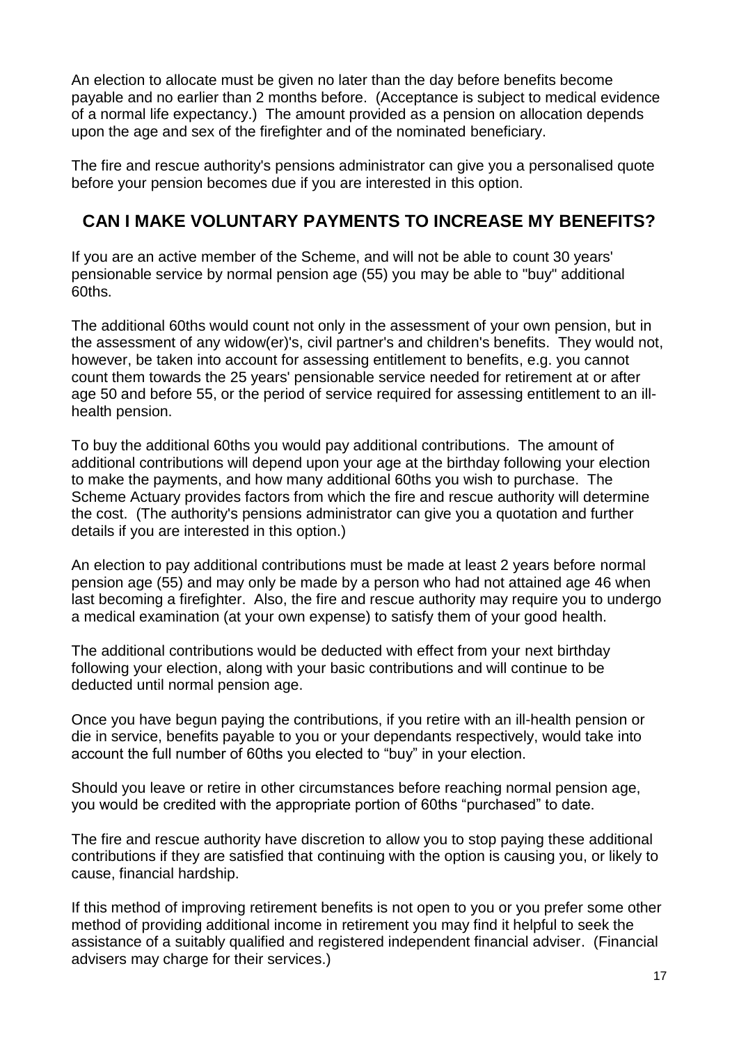An election to allocate must be given no later than the day before benefits become payable and no earlier than 2 months before. (Acceptance is subject to medical evidence of a normal life expectancy.) The amount provided as a pension on allocation depends upon the age and sex of the firefighter and of the nominated beneficiary.

The fire and rescue authority's pensions administrator can give you a personalised quote before your pension becomes due if you are interested in this option.

## CAN I MAKE VOLUNTARY PAYMENTS TO INCREASE MY BENEFITS?

If you are an active member of the Scheme, and will not be able to count 30 years' pensionable service by normal pension age (55) you may be able to "buy" additional 60ths.

The additional 60ths would count not only in the assessment of your own pension, but in the assessment of any widow(er)'s, civil partner's and children's benefits. They would not, however, be taken into account for assessing entitlement to benefits, e.g. you cannot count them towards the 25 years' pensionable service needed for retirement at or after age 50 and before 55, or the period of service required for assessing entitlement to an ill-health pension.

To buy the additional 60ths you would pay additional contributions. The amount of additional contributions will depend upon your age at the birthday following your election to make the payments, and how many additional 60ths you wish to purchase. The Scheme Actuary provides factors from which the fire and rescue authority will determine the cost. (The authority's pensions administrator can give you a quotation and further details if you are interested in this option.)

An election to pay additional contributions must be made at least 2 years before normal pension age (55) and may only be made by a person who had not attained age 46 when last becoming a firefighter. Also, the fire and rescue authority may require you to undergo a medical examination (at your own expense) to satisfy them of your good health.

The additional contributions would be deducted with effect from your next birthday following your election, along with your basic contributions and will continue to be deducted until normal pension age.

Once you have begun paying the contributions, if you retire with an ill-health pension or die in service, benefits payable to you or your dependants respectively, would take into account the full number of 60ths you elected to "buy" in your election.

Should you leave or retire in other circumstances before reaching normal pension age, you would be credited with the appropriate portion of 60ths "purchased" to date.

The fire and rescue authority have discretion to allow you to stop paying these additional contributions if they are satisfied that continuing with the option is causing you, or likely to cause, financial hardship.

If this method of improving retirement benefits is not open to you or you prefer some other method of providing additional income in retirement you may find it helpful to seek the assistance of a suitably qualified and registered independent financial adviser. (Financial advisers may charge for their services.)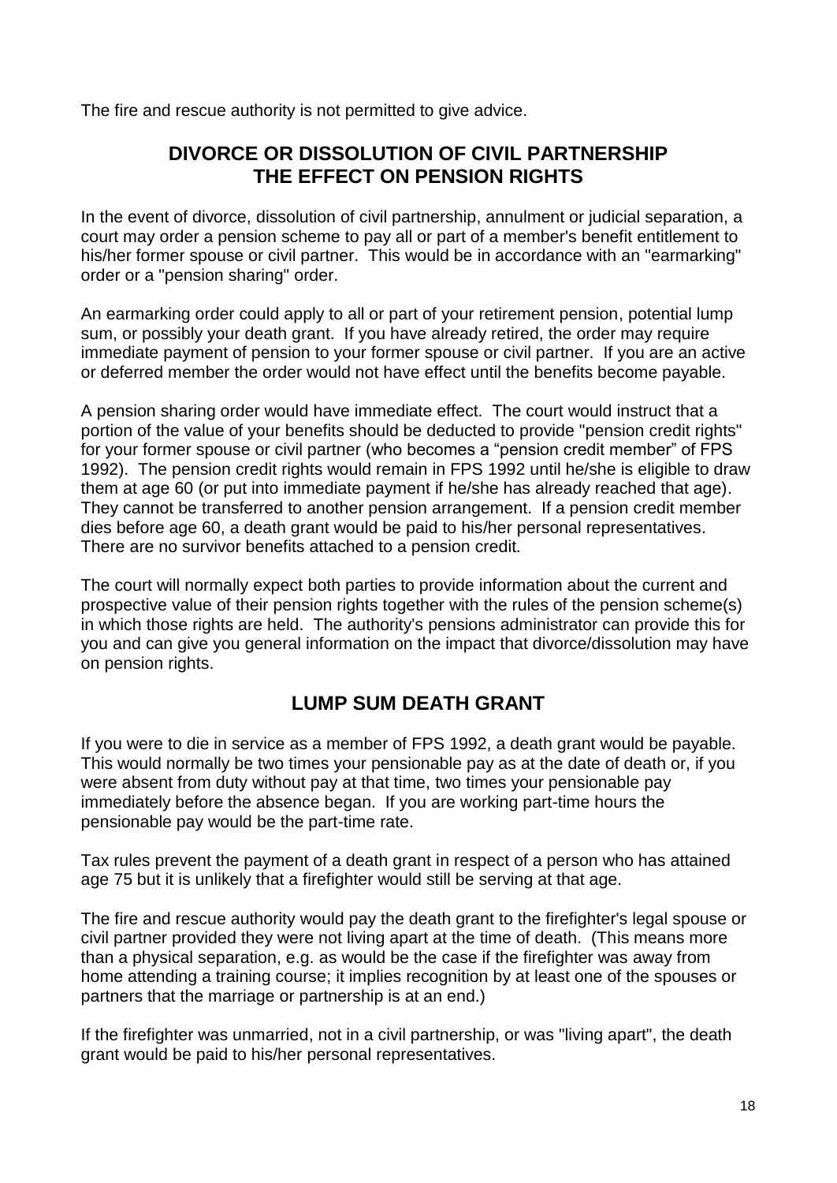The fire and rescue authority is not permitted to give advice.

## DIVORCE OR DISSOLUTION OF CIVIL PARTNERSHIP THE EFFECT ON PENSION RIGHTS

In the event of divorce, dissolution of civil partnership, annulment or judicial separation, a court may order a pension scheme to pay all or part of a member's benefit entitlement to his/her former spouse or civil partner. This would be in accordance with an "earmarking" order or a "pension sharing" order.

An earmarking order could apply to all or part of your retirement pension, potential lump sum, or possibly your death grant. If you have already retired, the order may require immediate payment of pension to your former spouse or civil partner. If you are an active or deferred member the order would not have effect until the benefits become payable.

A pension sharing order would have immediate effect. The court would instruct that a portion of the value of your benefits should be deducted to provide "pension credit rights" for your former spouse or civil partner (who becomes a "pension credit member" of FPS 1992). The pension credit rights would remain in FPS 1992 until he/she is eligible to draw them at age 60 (or put into immediate payment if he/she has already reached that age). They cannot be transferred to another pension arrangement. If a pension credit member dies before age 60, a death grant would be paid to his/her personal representatives. There are no survivor benefits attached to a pension credit.

The court will normally expect both parties to provide information about the current and prospective value of their pension rights together with the rules of the pension scheme(s) in which those rights are held. The authority's pensions administrator can provide this for you and can give you general information on the impact that divorce/dissolution may have on pension rights.

## LUMP SUM DEATH GRANT

If you were to die in service as a member of FPS 1992, a death grant would be payable. This would normally be two times your pensionable pay as at the date of death or, if you were absent from duty without pay at that time, two times your pensionable pay immediately before the absence began. If you are working part-time hours the pensionable pay would be the part-time rate.

Tax rules prevent the payment of a death grant in respect of a person who has attained age 75 but it is unlikely that a firefighter would still be serving at that age.

The fire and rescue authority would pay the death grant to the firefighter's legal spouse or civil partner provided they were not living apart at the time of death. (This means more than a physical separation, e.g. as would be the case if the firefighter was away from home attending a training course; it implies recognition by at least one of the spouses or partners that the marriage or partnership is at an end.)

If the firefighter was unmarried, not in a civil partnership, or was "living apart", the death grant would be paid to his/her personal representatives.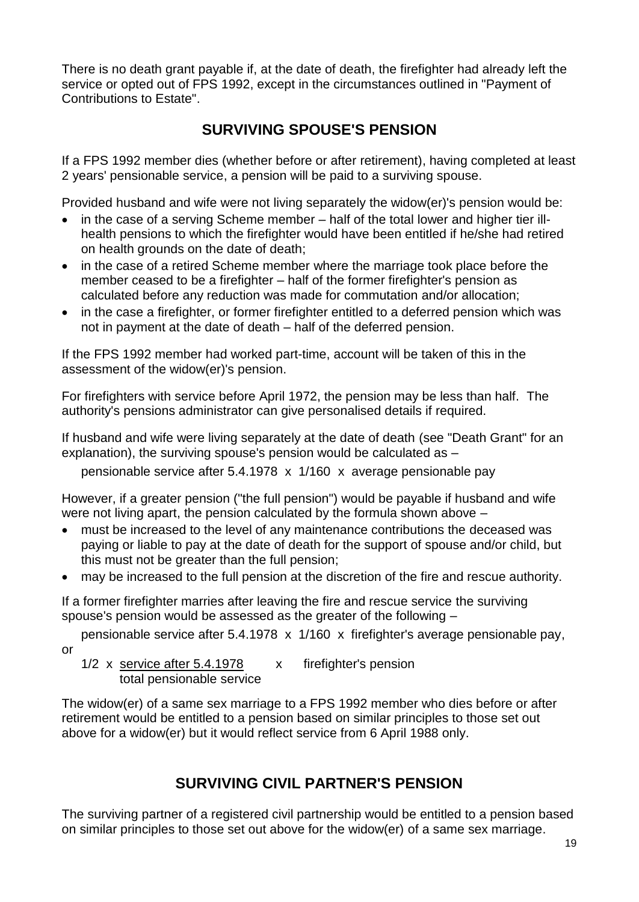There is no death grant payable if, at the date of death, the firefighter had already left the service or opted out of FPS 1992, except in the circumstances outlined in "Payment of Contributions to Estate".

## SURVIVING SPOUSE'S PENSION

If a FPS 1992 member dies (whether before or after retirement), having completed at least 2 years' pensionable service, a pension will be paid to a surviving spouse.

Provided husband and wife were not living separately the widow(er)'s pension would be:

- in the case of a serving Scheme member – half of the total lower and higher tier ill-health pensions to which the firefighter would have been entitled if he/she had retired on health grounds on the date of death;
- in the case of a retired Scheme member where the marriage took place before the member ceased to be a firefighter – half of the former firefighter's pension as calculated before any reduction was made for commutation and/or allocation;
- in the case a firefighter, or former firefighter entitled to a deferred pension which was not in payment at the date of death – half of the deferred pension.

If the FPS 1992 member had worked part-time, account will be taken of this in the assessment of the widow(er)'s pension.

For firefighters with service before April 1972, the pension may be less than half. The authority's pensions administrator can give personalised details if required.

If husband and wife were living separately at the date of death (see "Death Grant" for an explanation), the surviving spouse's pension would be calculated as –

pensionable service after 5.4.1978 x 1/160 x average pensionable pay

However, if a greater pension ("the full pension") would be payable if husband and wife were not living apart, the pension calculated by the formula shown above –

- must be increased to the level of any maintenance contributions the deceased was paying or liable to pay at the date of death for the support of spouse and/or child, but this must not be greater than the full pension;
- may be increased to the full pension at the discretion of the fire and rescue authority.

If a former firefighter marries after leaving the fire and rescue service the surviving spouse's pension would be assessed as the greater of the following –

pensionable service after 5.4.1978 x 1/160 x firefighter's average pensionable pay,

or

$$\frac{1}{2} \times \frac{\text{service after 5.4.1978}}{\text{total pensionable service}} \times \text{firefighter's pension}$$

The widow(er) of a same sex marriage to a FPS 1992 member who dies before or after retirement would be entitled to a pension based on similar principles to those set out above for a widow(er) but it would reflect service from 6 April 1988 only.

## SURVIVING CIVIL PARTNER'S PENSION

The surviving partner of a registered civil partnership would be entitled to a pension based on similar principles to those set out above for the widow(er) of a same sex marriage.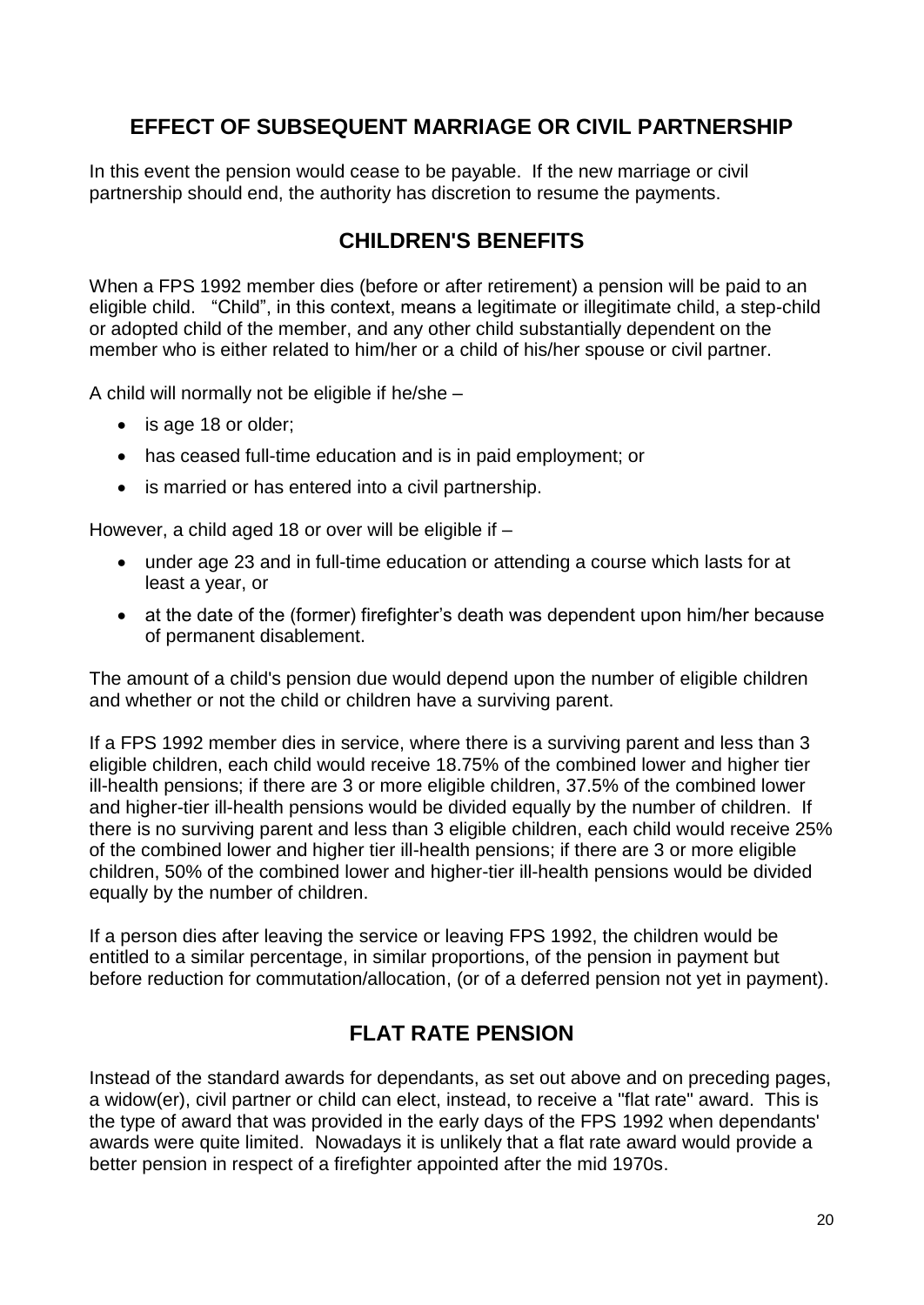## EFFECT OF SUBSEQUENT MARRIAGE OR CIVIL PARTNERSHIP

In this event the pension would cease to be payable. If the new marriage or civil partnership should end, the authority has discretion to resume the payments.

## CHILDREN'S BENEFITS

When a FPS 1992 member dies (before or after retirement) a pension will be paid to an eligible child. "Child", in this context, means a legitimate or illegitimate child, a step-child or adopted child of the member, and any other child substantially dependent on the member who is either related to him/her or a child of his/her spouse or civil partner.

A child will normally not be eligible if he/she –

- is age 18 or older;
- has ceased full-time education and is in paid employment; or
- is married or has entered into a civil partnership.

However, a child aged 18 or over will be eligible if –

- under age 23 and in full-time education or attending a course which lasts for at least a year, or
- at the date of the (former) firefighter's death was dependent upon him/her because of permanent disablement.

The amount of a child's pension due would depend upon the number of eligible children and whether or not the child or children have a surviving parent.

If a FPS 1992 member dies in service, where there is a surviving parent and less than 3 eligible children, each child would receive 18.75% of the combined lower and higher tier ill-health pensions; if there are 3 or more eligible children, 37.5% of the combined lower and higher-tier ill-health pensions would be divided equally by the number of children. If there is no surviving parent and less than 3 eligible children, each child would receive 25% of the combined lower and higher tier ill-health pensions; if there are 3 or more eligible children, 50% of the combined lower and higher-tier ill-health pensions would be divided equally by the number of children.

If a person dies after leaving the service or leaving FPS 1992, the children would be entitled to a similar percentage, in similar proportions, of the pension in payment but before reduction for commutation/allocation, (or of a deferred pension not yet in payment).

## FLAT RATE PENSION

Instead of the standard awards for dependants, as set out above and on preceding pages, a widow(er), civil partner or child can elect, instead, to receive a "flat rate" award. This is the type of award that was provided in the early days of the FPS 1992 when dependants' awards were quite limited. Nowadays it is unlikely that a flat rate award would provide a better pension in respect of a firefighter appointed after the mid 1970s.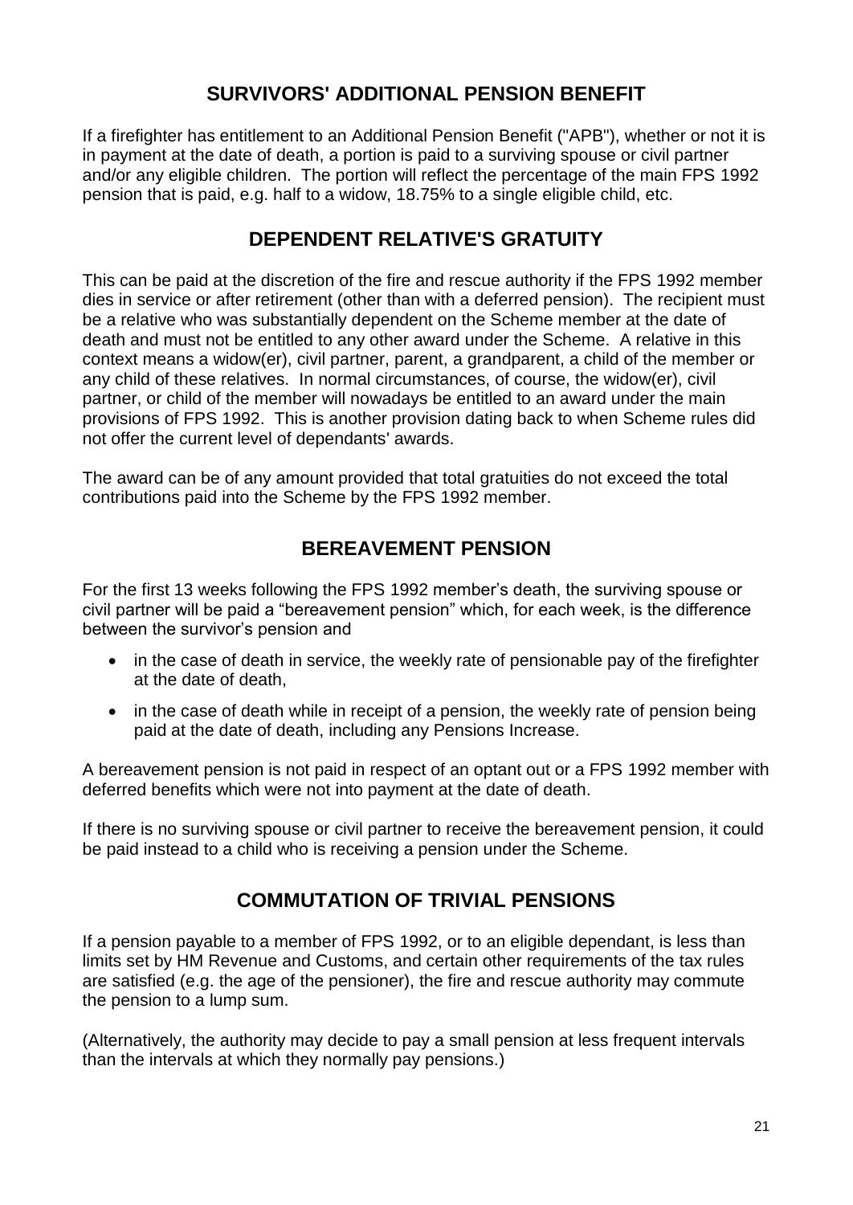## SURVIVORS' ADDITIONAL PENSION BENEFIT

If a firefighter has entitlement to an Additional Pension Benefit ("APB"), whether or not it is in payment at the date of death, a portion is paid to a surviving spouse or civil partner and/or any eligible children. The portion will reflect the percentage of the main FPS 1992 pension that is paid, e.g. half to a widow, 18.75% to a single eligible child, etc.

## DEPENDENT RELATIVE'S GRATUITY

This can be paid at the discretion of the fire and rescue authority if the FPS 1992 member dies in service or after retirement (other than with a deferred pension). The recipient must be a relative who was substantially dependent on the Scheme member at the date of death and must not be entitled to any other award under the Scheme. A relative in this context means a widow(er), civil partner, parent, a grandparent, a child of the member or any child of these relatives. In normal circumstances, of course, the widow(er), civil partner, or child of the member will nowadays be entitled to an award under the main provisions of FPS 1992. This is another provision dating back to when Scheme rules did not offer the current level of dependants' awards.

The award can be of any amount provided that total gratuities do not exceed the total contributions paid into the Scheme by the FPS 1992 member.

## BEREAVEMENT PENSION

For the first 13 weeks following the FPS 1992 member's death, the surviving spouse or civil partner will be paid a "bereavement pension" which, for each week, is the difference between the survivor's pension and

- in the case of death in service, the weekly rate of pensionable pay of the firefighter at the date of death,
- in the case of death while in receipt of a pension, the weekly rate of pension being paid at the date of death, including any Pensions Increase.

A bereavement pension is not paid in respect of an optant out or a FPS 1992 member with deferred benefits which were not into payment at the date of death.

If there is no surviving spouse or civil partner to receive the bereavement pension, it could be paid instead to a child who is receiving a pension under the Scheme.

## COMMUTATION OF TRIVIAL PENSIONS

If a pension payable to a member of FPS 1992, or to an eligible dependant, is less than limits set by HM Revenue and Customs, and certain other requirements of the tax rules are satisfied (e.g. the age of the pensioner), the fire and rescue authority may commute the pension to a lump sum.

(Alternatively, the authority may decide to pay a small pension at less frequent intervals than the intervals at which they normally pay pensions.)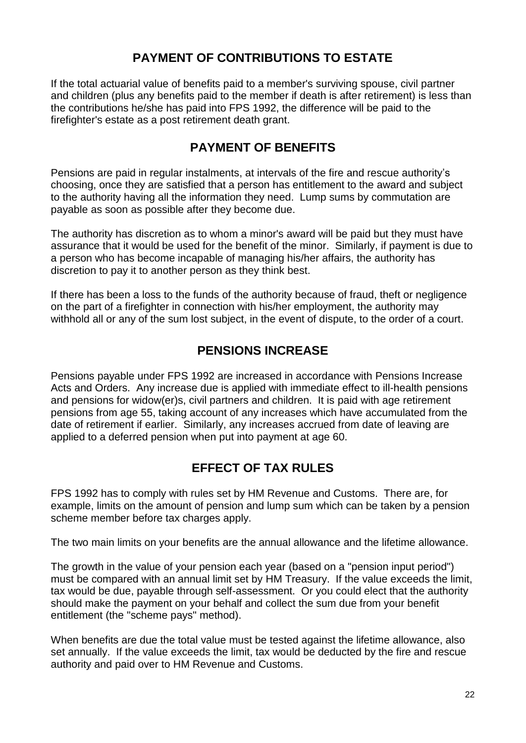## PAYMENT OF CONTRIBUTIONS TO ESTATE

If the total actuarial value of benefits paid to a member's surviving spouse, civil partner and children (plus any benefits paid to the member if death is after retirement) is less than the contributions he/she has paid into FPS 1992, the difference will be paid to the firefighter's estate as a post retirement death grant.

## PAYMENT OF BENEFITS

Pensions are paid in regular instalments, at intervals of the fire and rescue authority's choosing, once they are satisfied that a person has entitlement to the award and subject to the authority having all the information they need. Lump sums by commutation are payable as soon as possible after they become due.

The authority has discretion as to whom a minor's award will be paid but they must have assurance that it would be used for the benefit of the minor. Similarly, if payment is due to a person who has become incapable of managing his/her affairs, the authority has discretion to pay it to another person as they think best.

If there has been a loss to the funds of the authority because of fraud, theft or negligence on the part of a firefighter in connection with his/her employment, the authority may withhold all or any of the sum lost subject, in the event of dispute, to the order of a court.

## PENSIONS INCREASE

Pensions payable under FPS 1992 are increased in accordance with Pensions Increase Acts and Orders. Any increase due is applied with immediate effect to ill-health pensions and pensions for widow(er)s, civil partners and children. It is paid with age retirement pensions from age 55, taking account of any increases which have accumulated from the date of retirement if earlier. Similarly, any increases accrued from date of leaving are applied to a deferred pension when put into payment at age 60.

## EFFECT OF TAX RULES

FPS 1992 has to comply with rules set by HM Revenue and Customs. There are, for example, limits on the amount of pension and lump sum which can be taken by a pension scheme member before tax charges apply.

The two main limits on your benefits are the annual allowance and the lifetime allowance.

The growth in the value of your pension each year (based on a "pension input period") must be compared with an annual limit set by HM Treasury. If the value exceeds the limit, tax would be due, payable through self-assessment. Or you could elect that the authority should make the payment on your behalf and collect the sum due from your benefit entitlement (the "scheme pays" method).

When benefits are due the total value must be tested against the lifetime allowance, also set annually. If the value exceeds the limit, tax would be deducted by the fire and rescue authority and paid over to HM Revenue and Customs.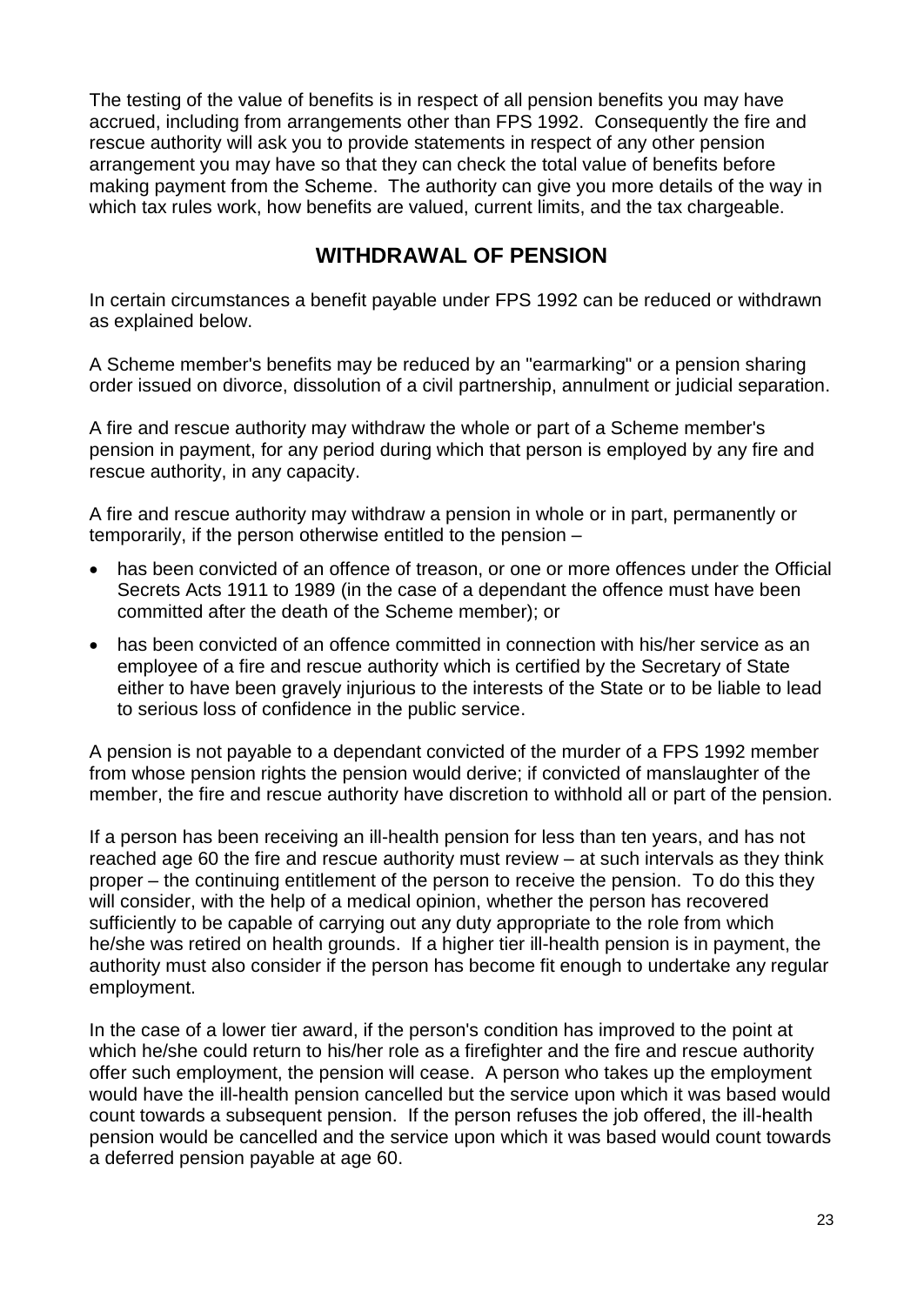The testing of the value of benefits is in respect of all pension benefits you may have accrued, including from arrangements other than FPS 1992. Consequently the fire and rescue authority will ask you to provide statements in respect of any other pension arrangement you may have so that they can check the total value of benefits before making payment from the Scheme. The authority can give you more details of the way in which tax rules work, how benefits are valued, current limits, and the tax chargeable.

## WITHDRAWAL OF PENSION

In certain circumstances a benefit payable under FPS 1992 can be reduced or withdrawn as explained below.

A Scheme member's benefits may be reduced by an "earmarking" or a pension sharing order issued on divorce, dissolution of a civil partnership, annulment or judicial separation.

A fire and rescue authority may withdraw the whole or part of a Scheme member's pension in payment, for any period during which that person is employed by any fire and rescue authority, in any capacity.

A fire and rescue authority may withdraw a pension in whole or in part, permanently or temporarily, if the person otherwise entitled to the pension –

- has been convicted of an offence of treason, or one or more offences under the Official Secrets Acts 1911 to 1989 (in the case of a dependant the offence must have been committed after the death of the Scheme member); or
- has been convicted of an offence committed in connection with his/her service as an employee of a fire and rescue authority which is certified by the Secretary of State either to have been gravely injurious to the interests of the State or to be liable to lead to serious loss of confidence in the public service.

A pension is not payable to a dependant convicted of the murder of a FPS 1992 member from whose pension rights the pension would derive; if convicted of manslaughter of the member, the fire and rescue authority have discretion to withhold all or part of the pension.

If a person has been receiving an ill-health pension for less than ten years, and has not reached age 60 the fire and rescue authority must review – at such intervals as they think proper – the continuing entitlement of the person to receive the pension. To do this they will consider, with the help of a medical opinion, whether the person has recovered sufficiently to be capable of carrying out any duty appropriate to the role from which he/she was retired on health grounds. If a higher tier ill-health pension is in payment, the authority must also consider if the person has become fit enough to undertake any regular employment.

In the case of a lower tier award, if the person's condition has improved to the point at which he/she could return to his/her role as a firefighter and the fire and rescue authority offer such employment, the pension will cease. A person who takes up the employment would have the ill-health pension cancelled but the service upon which it was based would count towards a subsequent pension. If the person refuses the job offered, the ill-health pension would be cancelled and the service upon which it was based would count towards a deferred pension payable at age 60.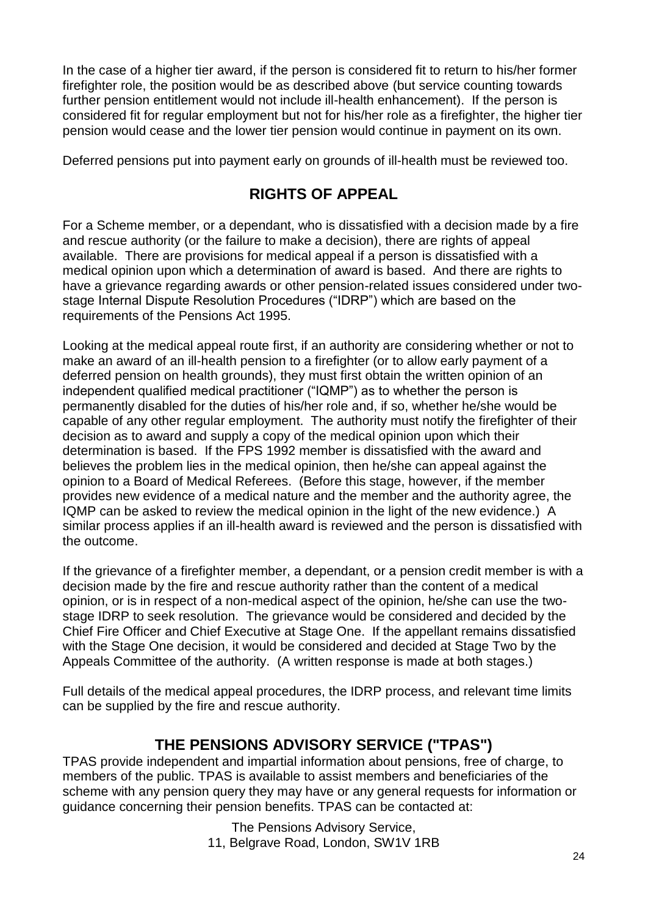In the case of a higher tier award, if the person is considered fit to return to his/her former firefighter role, the position would be as described above (but service counting towards further pension entitlement would not include ill-health enhancement). If the person is considered fit for regular employment but not for his/her role as a firefighter, the higher tier pension would cease and the lower tier pension would continue in payment on its own.

Deferred pensions put into payment early on grounds of ill-health must be reviewed too.

## RIGHTS OF APPEAL

For a Scheme member, or a dependant, who is dissatisfied with a decision made by a fire and rescue authority (or the failure to make a decision), there are rights of appeal available. There are provisions for medical appeal if a person is dissatisfied with a medical opinion upon which a determination of award is based. And there are rights to have a grievance regarding awards or other pension-related issues considered under two-stage Internal Dispute Resolution Procedures ("IDRP") which are based on the requirements of the Pensions Act 1995.

Looking at the medical appeal route first, if an authority are considering whether or not to make an award of an ill-health pension to a firefighter (or to allow early payment of a deferred pension on health grounds), they must first obtain the written opinion of an independent qualified medical practitioner ("IQMP") as to whether the person is permanently disabled for the duties of his/her role and, if so, whether he/she would be capable of any other regular employment. The authority must notify the firefighter of their decision as to award and supply a copy of the medical opinion upon which their determination is based. If the FPS 1992 member is dissatisfied with the award and believes the problem lies in the medical opinion, then he/she can appeal against the opinion to a Board of Medical Referees. (Before this stage, however, if the member provides new evidence of a medical nature and the member and the authority agree, the IQMP can be asked to review the medical opinion in the light of the new evidence.) A similar process applies if an ill-health award is reviewed and the person is dissatisfied with the outcome.

If the grievance of a firefighter member, a dependant, or a pension credit member is with a decision made by the fire and rescue authority rather than the content of a medical opinion, or is in respect of a non-medical aspect of the opinion, he/she can use the two-stage IDRP to seek resolution. The grievance would be considered and decided by the Chief Fire Officer and Chief Executive at Stage One. If the appellant remains dissatisfied with the Stage One decision, it would be considered and decided at Stage Two by the Appeals Committee of the authority. (A written response is made at both stages.)

Full details of the medical appeal procedures, the IDRP process, and relevant time limits can be supplied by the fire and rescue authority.

## THE PENSIONS ADVISORY SERVICE ("TPAS")

TPAS provide independent and impartial information about pensions, free of charge, to members of the public. TPAS is available to assist members and beneficiaries of the scheme with any pension query they may have or any general requests for information or guidance concerning their pension benefits. TPAS can be contacted at:

The Pensions Advisory Service,
11, Belgrave Road, London, SW1V 1RB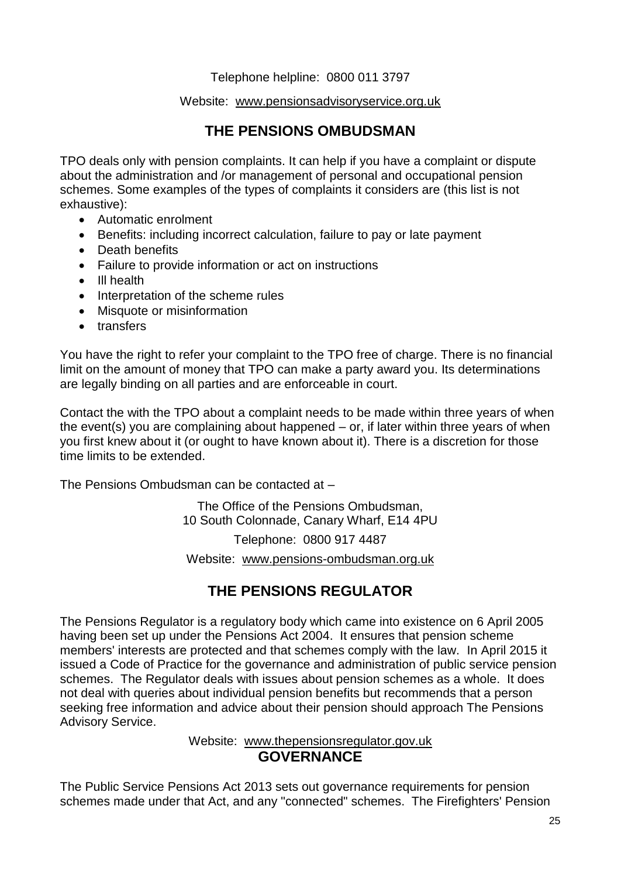Telephone helpline: 0800 011 3797

Website: www.pensionsadvisoryservice.org.uk

## THE PENSIONS OMBUDSMAN

TPO deals only with pension complaints. It can help if you have a complaint or dispute about the administration and /or management of personal and occupational pension schemes. Some examples of the types of complaints it considers are (this list is not exhaustive):

- Automatic enrolment
- Benefits: including incorrect calculation, failure to pay or late payment
- Death benefits
- Failure to provide information or act on instructions
- Ill health
- Interpretation of the scheme rules
- Misquote or misinformation
- transfers

You have the right to refer your complaint to the TPO free of charge. There is no financial limit on the amount of money that TPO can make a party award you. Its determinations are legally binding on all parties and are enforceable in court.

Contact the with the TPO about a complaint needs to be made within three years of when the event(s) you are complaining about happened – or, if later within three years of when you first knew about it (or ought to have known about it). There is a discretion for those time limits to be extended.

The Pensions Ombudsman can be contacted at –

The Office of the Pensions Ombudsman,
10 South Colonnade, Canary Wharf, E14 4PU

Telephone: 0800 917 4487

Website: www.pensions-ombudsman.org.uk

## THE PENSIONS REGULATOR

The Pensions Regulator is a regulatory body which came into existence on 6 April 2005 having been set up under the Pensions Act 2004. It ensures that pension scheme members' interests are protected and that schemes comply with the law. In April 2015 it issued a Code of Practice for the governance and administration of public service pension schemes. The Regulator deals with issues about pension schemes as a whole. It does not deal with queries about individual pension benefits but recommends that a person seeking free information and advice about their pension should approach The Pensions Advisory Service.

Website: www.thepensionsregulator.gov.uk

## GOVERNANCE

The Public Service Pensions Act 2013 sets out governance requirements for pension schemes made under that Act, and any "connected" schemes. The Firefighters' Pension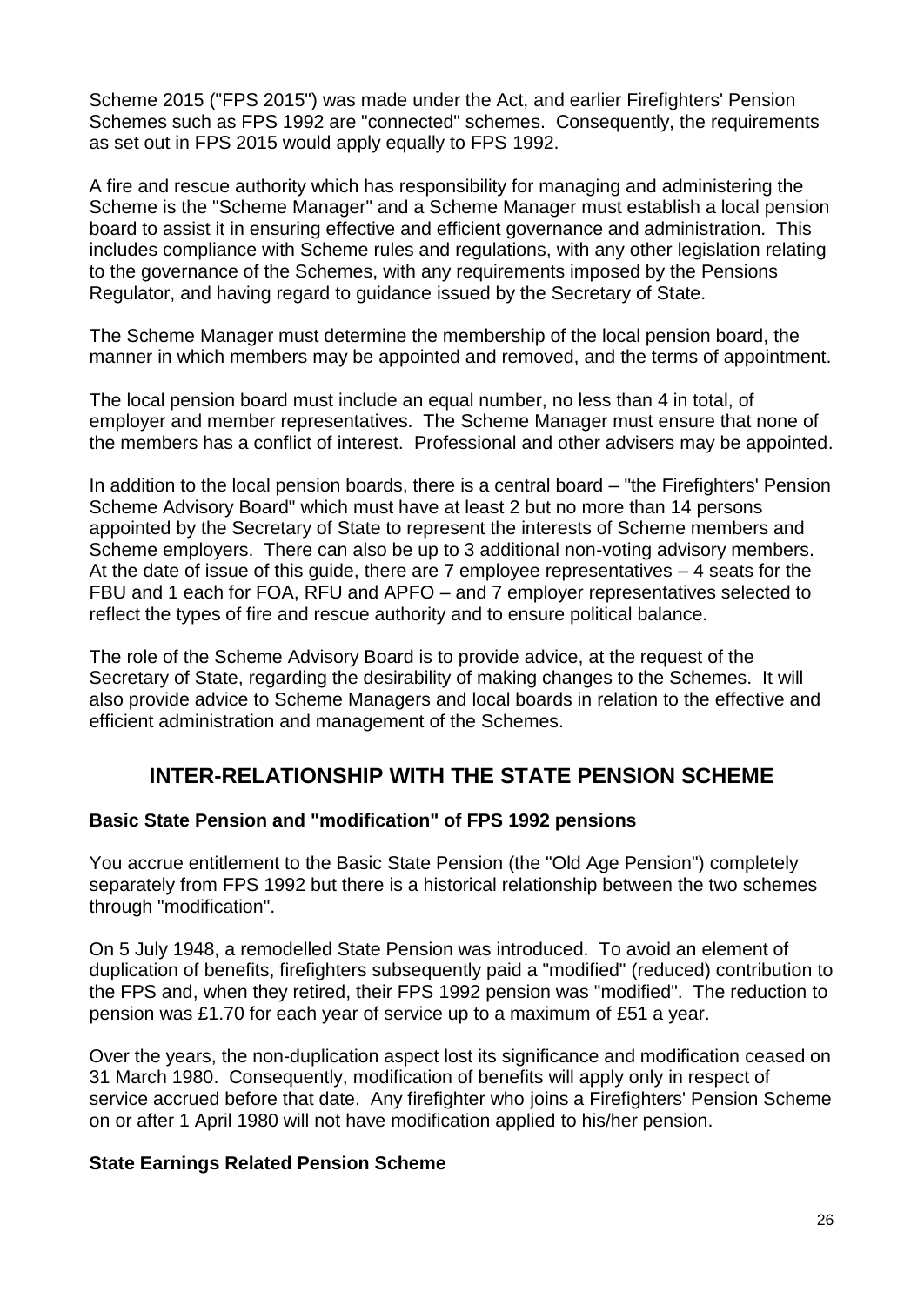Scheme 2015 ("FPS 2015") was made under the Act, and earlier Firefighters' Pension Schemes such as FPS 1992 are "connected" schemes. Consequently, the requirements as set out in FPS 2015 would apply equally to FPS 1992.

A fire and rescue authority which has responsibility for managing and administering the Scheme is the "Scheme Manager" and a Scheme Manager must establish a local pension board to assist it in ensuring effective and efficient governance and administration. This includes compliance with Scheme rules and regulations, with any other legislation relating to the governance of the Schemes, with any requirements imposed by the Pensions Regulator, and having regard to guidance issued by the Secretary of State.

The Scheme Manager must determine the membership of the local pension board, the manner in which members may be appointed and removed, and the terms of appointment.

The local pension board must include an equal number, no less than 4 in total, of employer and member representatives. The Scheme Manager must ensure that none of the members has a conflict of interest. Professional and other advisers may be appointed.

In addition to the local pension boards, there is a central board – "the Firefighters' Pension Scheme Advisory Board" which must have at least 2 but no more than 14 persons appointed by the Secretary of State to represent the interests of Scheme members and Scheme employers. There can also be up to 3 additional non-voting advisory members. At the date of issue of this guide, there are 7 employee representatives – 4 seats for the FBU and 1 each for FOA, RFU and APFO – and 7 employer representatives selected to reflect the types of fire and rescue authority and to ensure political balance.

The role of the Scheme Advisory Board is to provide advice, at the request of the Secretary of State, regarding the desirability of making changes to the Schemes. It will also provide advice to Scheme Managers and local boards in relation to the effective and efficient administration and management of the Schemes.

## INTER-RELATIONSHIP WITH THE STATE PENSION SCHEME

### Basic State Pension and "modification" of FPS 1992 pensions

You accrue entitlement to the Basic State Pension (the "Old Age Pension") completely separately from FPS 1992 but there is a historical relationship between the two schemes through "modification".

On 5 July 1948, a remodelled State Pension was introduced. To avoid an element of duplication of benefits, firefighters subsequently paid a "modified" (reduced) contribution to the FPS and, when they retired, their FPS 1992 pension was "modified". The reduction to pension was £1.70 for each year of service up to a maximum of £51 a year.

Over the years, the non-duplication aspect lost its significance and modification ceased on 31 March 1980. Consequently, modification of benefits will apply only in respect of service accrued before that date. Any firefighter who joins a Firefighters' Pension Scheme on or after 1 April 1980 will not have modification applied to his/her pension.

### State Earnings Related Pension Scheme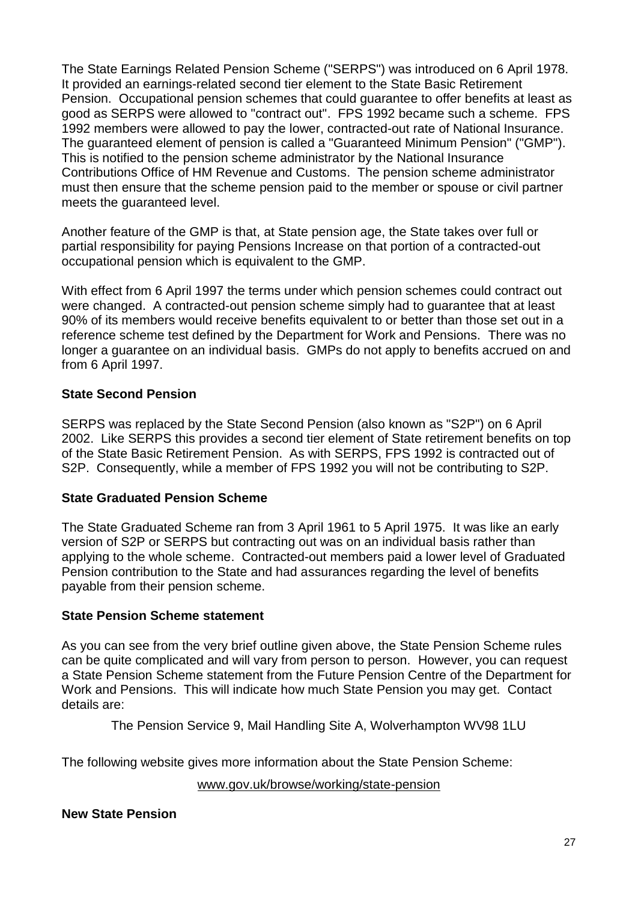The State Earnings Related Pension Scheme ("SERPS") was introduced on 6 April 1978. It provided an earnings-related second tier element to the State Basic Retirement Pension. Occupational pension schemes that could guarantee to offer benefits at least as good as SERPS were allowed to "contract out". FPS 1992 became such a scheme. FPS 1992 members were allowed to pay the lower, contracted-out rate of National Insurance. The guaranteed element of pension is called a "Guaranteed Minimum Pension" ("GMP"). This is notified to the pension scheme administrator by the National Insurance Contributions Office of HM Revenue and Customs. The pension scheme administrator must then ensure that the scheme pension paid to the member or spouse or civil partner meets the guaranteed level.

Another feature of the GMP is that, at State pension age, the State takes over full or partial responsibility for paying Pensions Increase on that portion of a contracted-out occupational pension which is equivalent to the GMP.

With effect from 6 April 1997 the terms under which pension schemes could contract out were changed. A contracted-out pension scheme simply had to guarantee that at least 90% of its members would receive benefits equivalent to or better than those set out in a reference scheme test defined by the Department for Work and Pensions. There was no longer a guarantee on an individual basis. GMPs do not apply to benefits accrued on and from 6 April 1997.

### State Second Pension

SERPS was replaced by the State Second Pension (also known as "S2P") on 6 April 2002. Like SERPS this provides a second tier element of State retirement benefits on top of the State Basic Retirement Pension. As with SERPS, FPS 1992 is contracted out of S2P. Consequently, while a member of FPS 1992 you will not be contributing to S2P.

### State Graduated Pension Scheme

The State Graduated Scheme ran from 3 April 1961 to 5 April 1975. It was like an early version of S2P or SERPS but contracting out was on an individual basis rather than applying to the whole scheme. Contracted-out members paid a lower level of Graduated Pension contribution to the State and had assurances regarding the level of benefits payable from their pension scheme.

### State Pension Scheme statement

As you can see from the very brief outline given above, the State Pension Scheme rules can be quite complicated and will vary from person to person. However, you can request a State Pension Scheme statement from the Future Pension Centre of the Department for Work and Pensions. This will indicate how much State Pension you may get. Contact details are:

The Pension Service 9, Mail Handling Site A, Wolverhampton WV98 1LU

The following website gives more information about the State Pension Scheme:

www.gov.uk/browse/working/state-pension

### New State Pension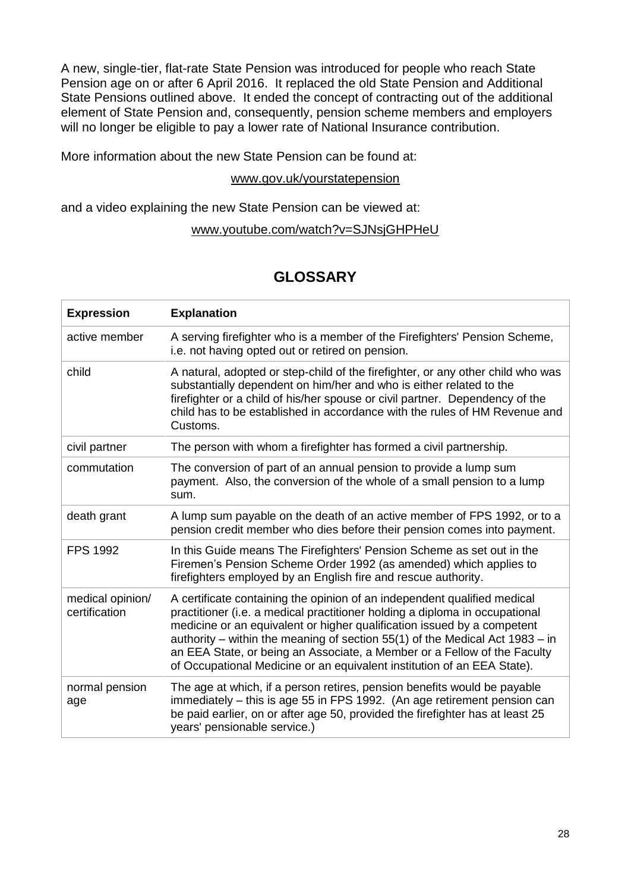A new, single-tier, flat-rate State Pension was introduced for people who reach State Pension age on or after 6 April 2016. It replaced the old State Pension and Additional State Pensions outlined above. It ended the concept of contracting out of the additional element of State Pension and, consequently, pension scheme members and employers will no longer be eligible to pay a lower rate of National Insurance contribution.

More information about the new State Pension can be found at:

www.gov.uk/yourstatepension

and a video explaining the new State Pension can be viewed at:

www.youtube.com/watch?v=SJNsjGHPHeU

## GLOSSARY

| **Expression** | **Explanation** |
|---|---|
| active member | A serving firefighter who is a member of the Firefighters' Pension Scheme, i.e. not having opted out or retired on pension. |
| child | A natural, adopted or step-child of the firefighter, or any other child who was substantially dependent on him/her and who is either related to the firefighter or a child of his/her spouse or civil partner. Dependency of the child has to be established in accordance with the rules of HM Revenue and Customs. |
| civil partner | The person with whom a firefighter has formed a civil partnership. |
| commutation | The conversion of part of an annual pension to provide a lump sum payment. Also, the conversion of the whole of a small pension to a lump sum. |
| death grant | A lump sum payable on the death of an active member of FPS 1992, or to a pension credit member who dies before their pension comes into payment. |
| FPS 1992 | In this Guide means The Firefighters' Pension Scheme as set out in the Firemen's Pension Scheme Order 1992 (as amended) which applies to firefighters employed by an English fire and rescue authority. |
| medical opinion/ certification | A certificate containing the opinion of an independent qualified medical practitioner (i.e. a medical practitioner holding a diploma in occupational medicine or an equivalent or higher qualification issued by a competent authority – within the meaning of section 55(1) of the Medical Act 1983 – in an EEA State, or being an Associate, a Member or a Fellow of the Faculty of Occupational Medicine or an equivalent institution of an EEA State). |
| normal pension age | The age at which, if a person retires, pension benefits would be payable immediately – this is age 55 in FPS 1992. (An age retirement pension can be paid earlier, on or after age 50, provided the firefighter has at least 25 years' pensionable service.) |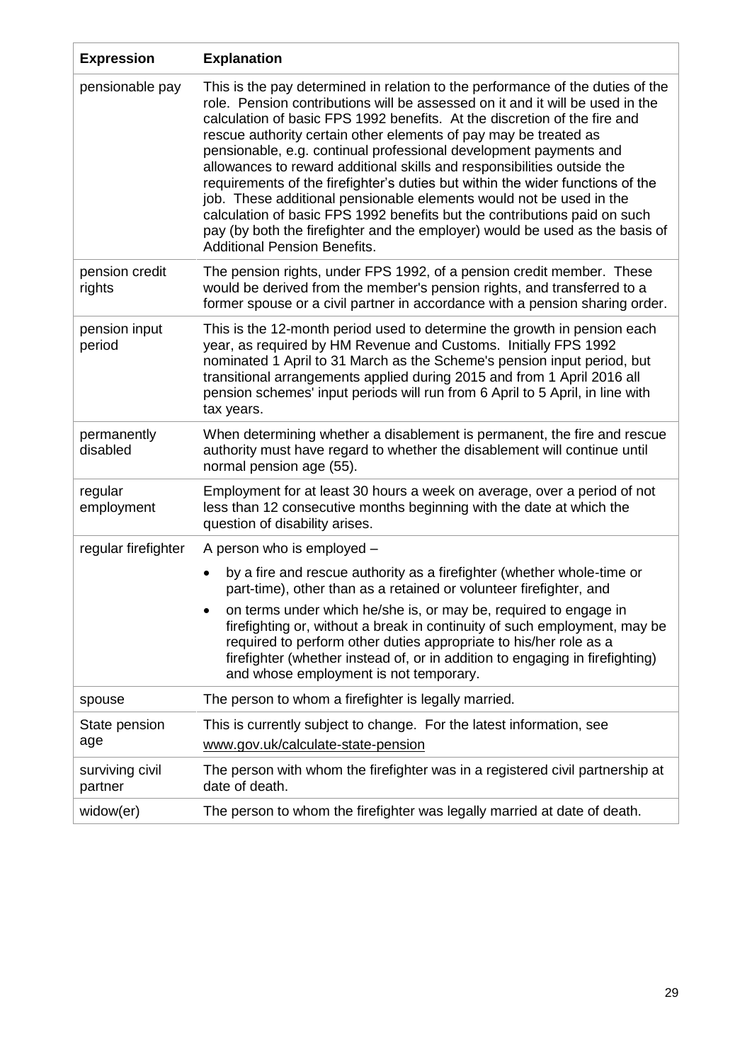| Expression | Explanation |
|---|---|
| pensionable pay | This is the pay determined in relation to the performance of the duties of the role. Pension contributions will be assessed on it and it will be used in the calculation of basic FPS 1992 benefits. At the discretion of the fire and rescue authority certain other elements of pay may be treated as pensionable, e.g. continual professional development payments and allowances to reward additional skills and responsibilities outside the requirements of the firefighter's duties but within the wider functions of the job. These additional pensionable elements would not be used in the calculation of basic FPS 1992 benefits but the contributions paid on such pay (by both the firefighter and the employer) would be used as the basis of Additional Pension Benefits. |
| pension credit rights | The pension rights, under FPS 1992, of a pension credit member. These would be derived from the member's pension rights, and transferred to a former spouse or a civil partner in accordance with a pension sharing order. |
| pension input period | This is the 12-month period used to determine the growth in pension each year, as required by HM Revenue and Customs. Initially FPS 1992 nominated 1 April to 31 March as the Scheme's pension input period, but transitional arrangements applied during 2015 and from 1 April 2016 all pension schemes' input periods will run from 6 April to 5 April, in line with tax years. |
| permanently disabled | When determining whether a disablement is permanent, the fire and rescue authority must have regard to whether the disablement will continue until normal pension age (55). |
| regular employment | Employment for at least 30 hours a week on average, over a period of not less than 12 consecutive months beginning with the date at which the question of disability arises. |
| regular firefighter | A person who is employed – <br>• by a fire and rescue authority as a firefighter (whether whole-time or part-time), other than as a retained or volunteer firefighter, and <br>• on terms under which he/she is, or may be, required to engage in firefighting or, without a break in continuity of such employment, may be required to perform other duties appropriate to his/her role as a firefighter (whether instead of, or in addition to engaging in firefighting) and whose employment is not temporary. |
| spouse | The person to whom a firefighter is legally married. |
| State pension age | This is currently subject to change. For the latest information, see www.gov.uk/calculate-state-pension |
| surviving civil partner | The person with whom the firefighter was in a registered civil partnership at date of death. |
| widow(er) | The person to whom the firefighter was legally married at date of death. |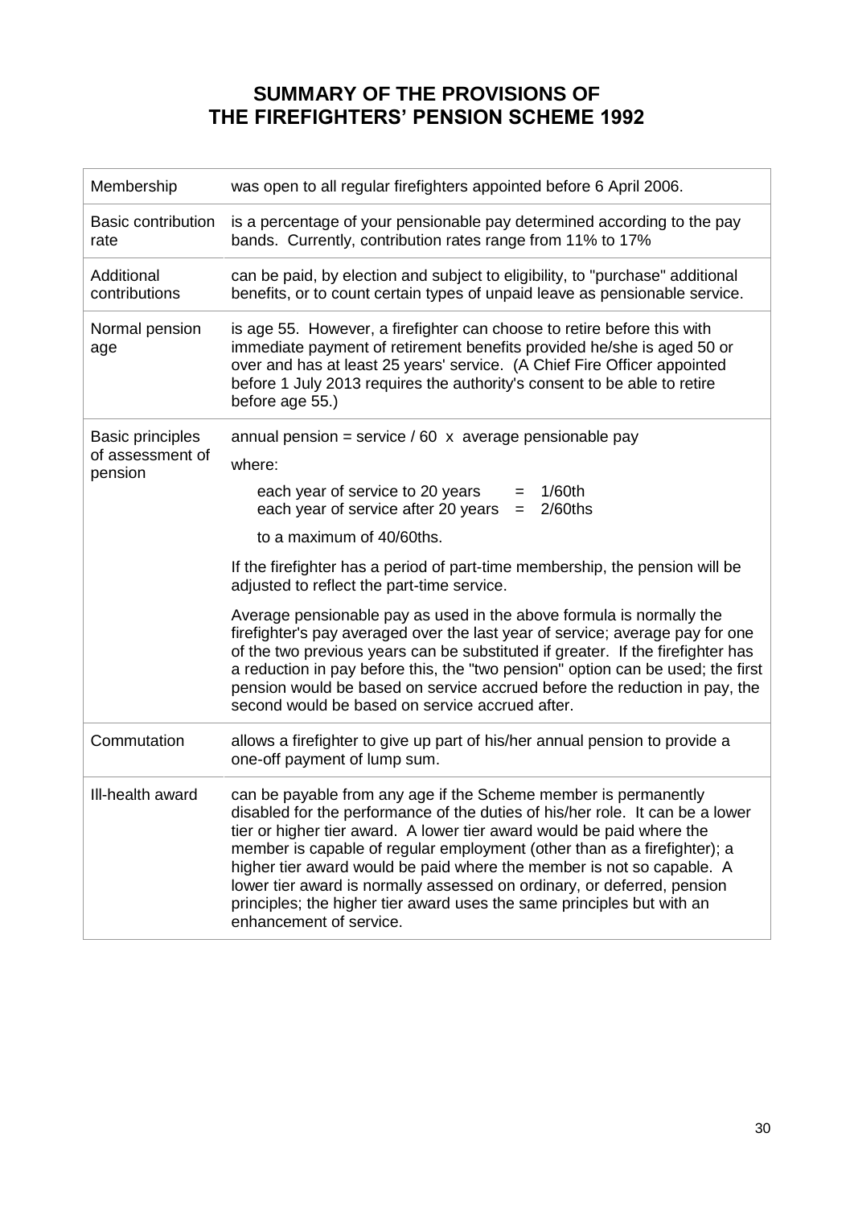# SUMMARY OF THE PROVISIONS OF THE FIREFIGHTERS' PENSION SCHEME 1992

| | |
|---|---|
| Membership | was open to all regular firefighters appointed before 6 April 2006. |
| Basic contribution rate | is a percentage of your pensionable pay determined according to the pay bands. Currently, contribution rates range from 11% to 17% |
| Additional contributions | can be paid, by election and subject to eligibility, to "purchase" additional benefits, or to count certain types of unpaid leave as pensionable service. |
| Normal pension age | is age 55. However, a firefighter can choose to retire before this with immediate payment of retirement benefits provided he/she is aged 50 or over and has at least 25 years' service. (A Chief Fire Officer appointed before 1 July 2013 requires the authority's consent to be able to retire before age 55.) |
| Basic principles of assessment of pension | annual pension = service / 60 x average pensionable pay<br><br>where:<br><br>each year of service to 20 years = 1/60th<br>each year of service after 20 years = 2/60ths<br><br>to a maximum of 40/60ths.<br><br>If the firefighter has a period of part-time membership, the pension will be adjusted to reflect the part-time service.<br><br>Average pensionable pay as used in the above formula is normally the firefighter's pay averaged over the last year of service; average pay for one of the two previous years can be substituted if greater. If the firefighter has a reduction in pay before this, the "two pension" option can be used; the first pension would be based on service accrued before the reduction in pay, the second would be based on service accrued after. |
| Commutation | allows a firefighter to give up part of his/her annual pension to provide a one-off payment of lump sum. |
| Ill-health award | can be payable from any age if the Scheme member is permanently disabled for the performance of the duties of his/her role. It can be a lower tier or higher tier award. A lower tier award would be paid where the member is capable of regular employment (other than as a firefighter); a higher tier award would be paid where the member is not so capable. A lower tier award is normally assessed on ordinary, or deferred, pension principles; the higher tier award uses the same principles but with an enhancement of service. |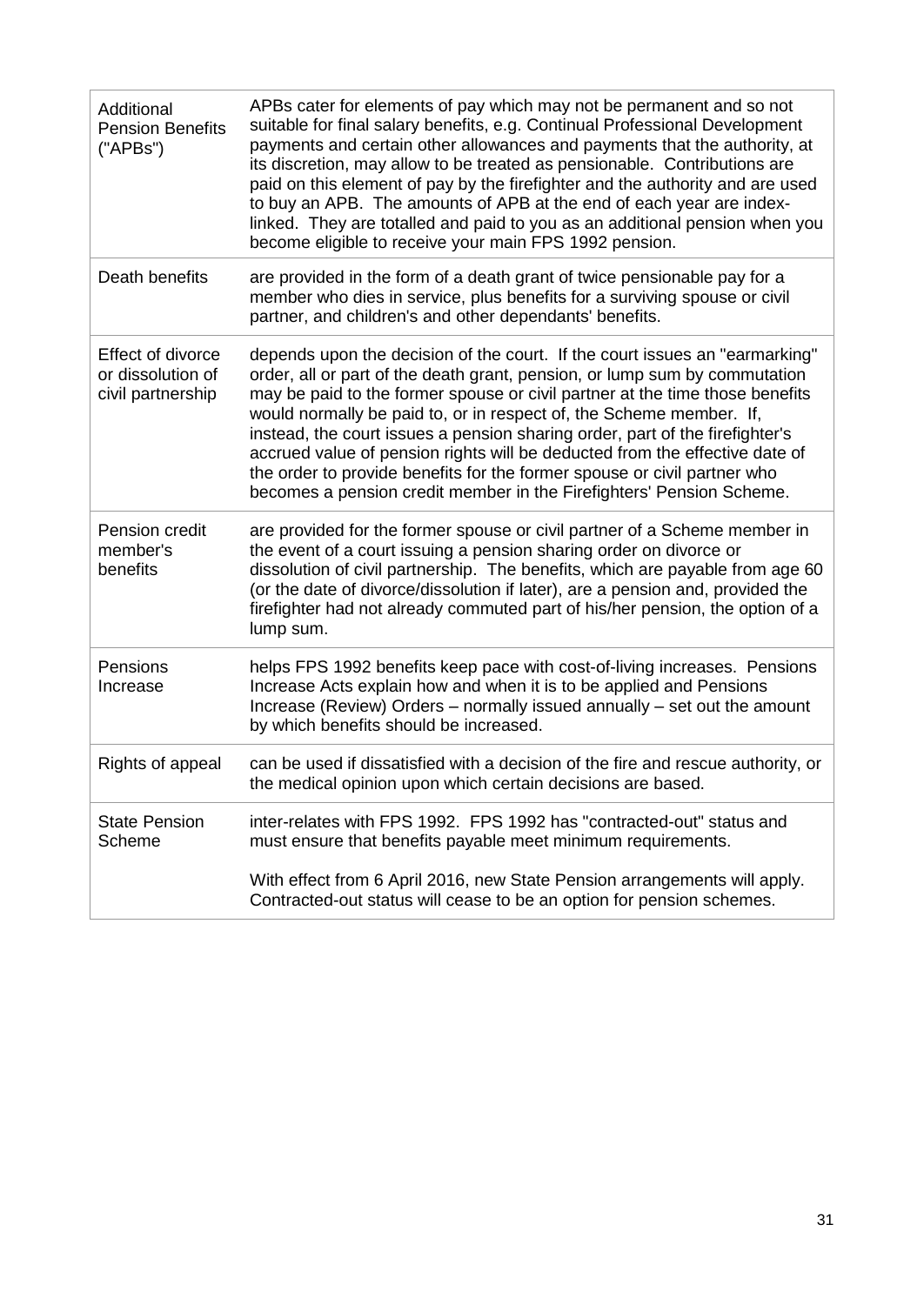| | |
|---|---|
| Additional Pension Benefits ("APBs") | APBs cater for elements of pay which may not be permanent and so not suitable for final salary benefits, e.g. Continual Professional Development payments and certain other allowances and payments that the authority, at its discretion, may allow to be treated as pensionable. Contributions are paid on this element of pay by the firefighter and the authority and are used to buy an APB. The amounts of APB at the end of each year are index-linked. They are totalled and paid to you as an additional pension when you become eligible to receive your main FPS 1992 pension. |
| Death benefits | are provided in the form of a death grant of twice pensionable pay for a member who dies in service, plus benefits for a surviving spouse or civil partner, and children's and other dependants' benefits. |
| Effect of divorce or dissolution of civil partnership | depends upon the decision of the court. If the court issues an "earmarking" order, all or part of the death grant, pension, or lump sum by commutation may be paid to the former spouse or civil partner at the time those benefits would normally be paid to, or in respect of, the Scheme member. If, instead, the court issues a pension sharing order, part of the firefighter's accrued value of pension rights will be deducted from the effective date of the order to provide benefits for the former spouse or civil partner who becomes a pension credit member in the Firefighters' Pension Scheme. |
| Pension credit member's benefits | are provided for the former spouse or civil partner of a Scheme member in the event of a court issuing a pension sharing order on divorce or dissolution of civil partnership. The benefits, which are payable from age 60 (or the date of divorce/dissolution if later), are a pension and, provided the firefighter had not already commuted part of his/her pension, the option of a lump sum. |
| Pensions Increase | helps FPS 1992 benefits keep pace with cost-of-living increases. Pensions Increase Acts explain how and when it is to be applied and Pensions Increase (Review) Orders – normally issued annually – set out the amount by which benefits should be increased. |
| Rights of appeal | can be used if dissatisfied with a decision of the fire and rescue authority, or the medical opinion upon which certain decisions are based. |
| State Pension Scheme | inter-relates with FPS 1992. FPS 1992 has "contracted-out" status and must ensure that benefits payable meet minimum requirements.<br><br>With effect from 6 April 2016, new State Pension arrangements will apply. Contracted-out status will cease to be an option for pension schemes. |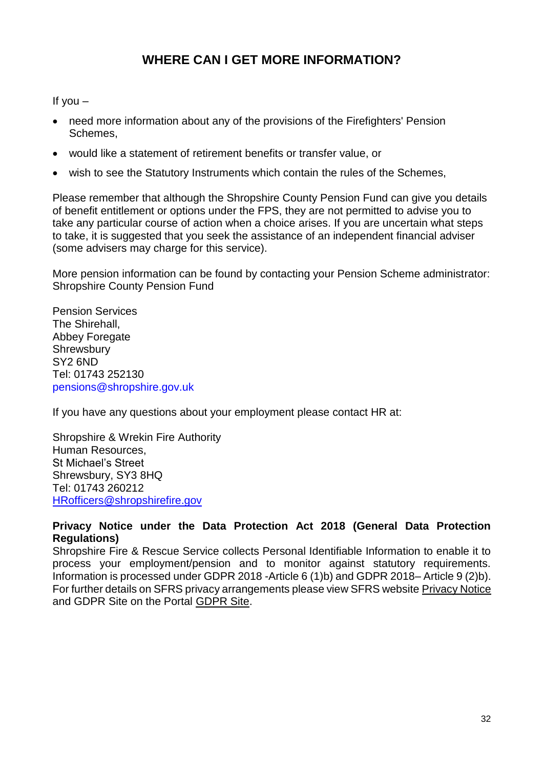# WHERE CAN I GET MORE INFORMATION?

If you –

- need more information about any of the provisions of the Firefighters' Pension Schemes,
- would like a statement of retirement benefits or transfer value, or
- wish to see the Statutory Instruments which contain the rules of the Schemes,

Please remember that although the Shropshire County Pension Fund can give you details of benefit entitlement or options under the FPS, they are not permitted to advise you to take any particular course of action when a choice arises. If you are uncertain what steps to take, it is suggested that you seek the assistance of an independent financial adviser (some advisers may charge for this service).

More pension information can be found by contacting your Pension Scheme administrator: Shropshire County Pension Fund

Pension Services
The Shirehall,
Abbey Foregate
Shrewsbury
SY2 6ND
Tel: 01743 252130
pensions@shropshire.gov.uk

If you have any questions about your employment please contact HR at:

Shropshire & Wrekin Fire Authority
Human Resources,
St Michael's Street
Shrewsbury, SY3 8HQ
Tel: 01743 260212
HRofficers@shropshirefire.gov

**Privacy Notice under the Data Protection Act 2018 (General Data Protection Regulations)**
Shropshire Fire & Rescue Service collects Personal Identifiable Information to enable it to process your employment/pension and to monitor against statutory requirements. Information is processed under GDPR 2018 -Article 6 (1)b) and GDPR 2018– Article 9 (2)b). For further details on SFRS privacy arrangements please view SFRS website Privacy Notice and GDPR Site on the Portal GDPR Site.